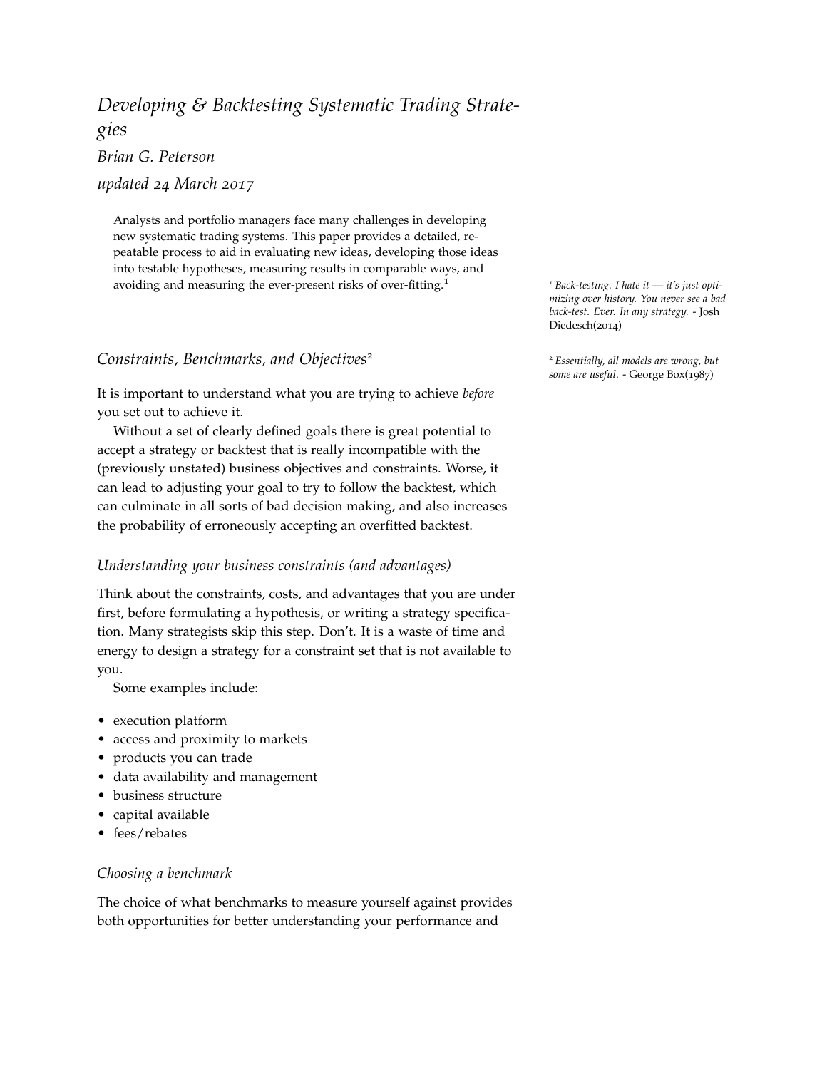# *Developing & Backtesting Systematic Trading Strategies*

*Brian G. Peterson*

*updated 24 March 2017*

Analysts and portfolio managers face many challenges in developing new systematic trading systems. This paper provides a detailed, repeatable process to aid in evaluating new ideas, developing those ideas into testable hypotheses, measuring results in comparable ways, and avoiding and measuring the ever-present risks of over-fitting.[1]

[1] *Back-testing. I hate it — it's just optimizing over history. You never see a bad back-test. Ever. In any strategy.* - Josh Diedesch(2014)

---

## *Constraints, Benchmarks, and Objectives*[2]

[2] *Essentially, all models are wrong, but some are useful.* - George Box(1987)

It is important to understand what you are trying to achieve *before* you set out to achieve it.

Without a set of clearly defined goals there is great potential to accept a strategy or backtest that is really incompatible with the (previously unstated) business objectives and constraints. Worse, it can lead to adjusting your goal to try to follow the backtest, which can culminate in all sorts of bad decision making, and also increases the probability of erroneously accepting an overfitted backtest.

### *Understanding your business constraints (and advantages)*

Think about the constraints, costs, and advantages that you are under first, before formulating a hypothesis, or writing a strategy specification. Many strategists skip this step. Don't. It is a waste of time and energy to design a strategy for a constraint set that is not available to you.

Some examples include:

- execution platform
- access and proximity to markets
- products you can trade
- data availability and management
- business structure
- capital available
- fees/rebates

### *Choosing a benchmark*

The choice of what benchmarks to measure yourself against provides both opportunities for better understanding your performance and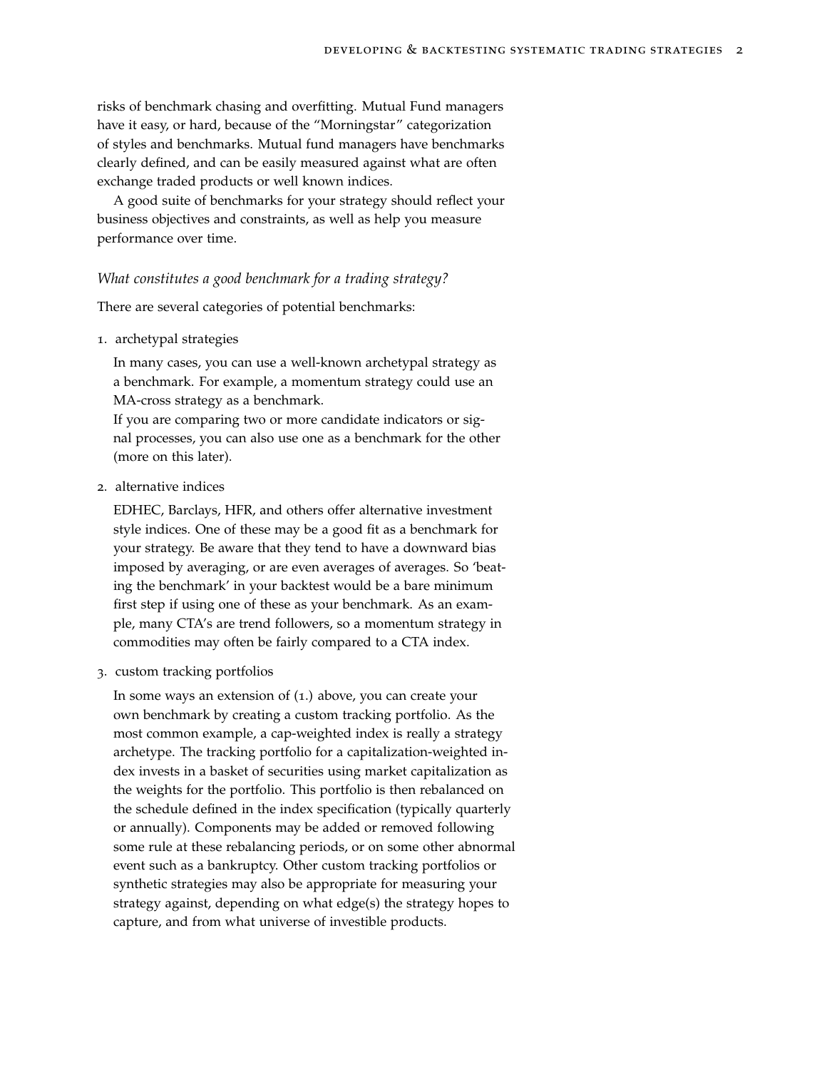risks of benchmark chasing and overfitting. Mutual Fund managers have it easy, or hard, because of the "Morningstar" categorization of styles and benchmarks. Mutual fund managers have benchmarks clearly defined, and can be easily measured against what are often exchange traded products or well known indices.

A good suite of benchmarks for your strategy should reflect your business objectives and constraints, as well as help you measure performance over time.

*What constitutes a good benchmark for a trading strategy?*

There are several categories of potential benchmarks:

1. archetypal strategies

   In many cases, you can use a well-known archetypal strategy as a benchmark. For example, a momentum strategy could use an MA-cross strategy as a benchmark.
   If you are comparing two or more candidate indicators or signal processes, you can also use one as a benchmark for the other (more on this later).

2. alternative indices

   EDHEC, Barclays, HFR, and others offer alternative investment style indices. One of these may be a good fit as a benchmark for your strategy. Be aware that they tend to have a downward bias imposed by averaging, or are even averages of averages. So 'beating the benchmark' in your backtest would be a bare minimum first step if using one of these as your benchmark. As an example, many CTA's are trend followers, so a momentum strategy in commodities may often be fairly compared to a CTA index.

3. custom tracking portfolios

   In some ways an extension of (1.) above, you can create your own benchmark by creating a custom tracking portfolio. As the most common example, a cap-weighted index is really a strategy archetype. The tracking portfolio for a capitalization-weighted index invests in a basket of securities using market capitalization as the weights for the portfolio. This portfolio is then rebalanced on the schedule defined in the index specification (typically quarterly or annually). Components may be added or removed following some rule at these rebalancing periods, or on some other abnormal event such as a bankruptcy. Other custom tracking portfolios or synthetic strategies may also be appropriate for measuring your strategy against, depending on what edge(s) the strategy hopes to capture, and from what universe of investible products.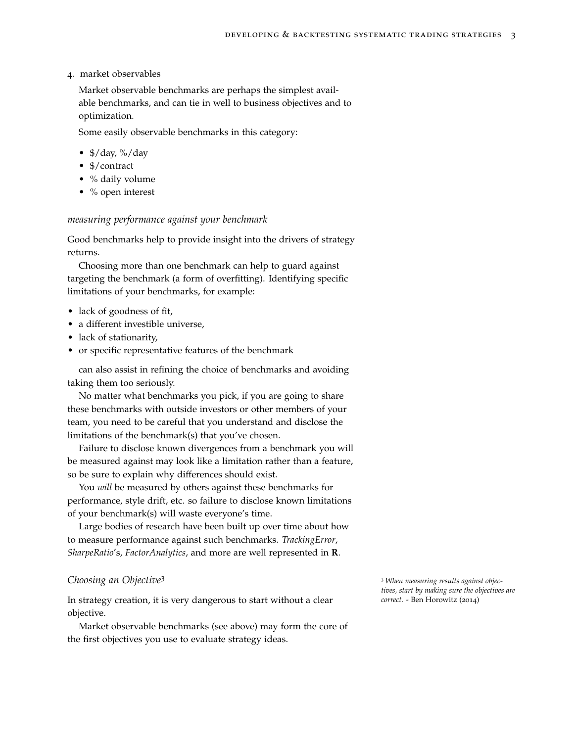4. market observables

   Market observable benchmarks are perhaps the simplest available benchmarks, and can tie in well to business objectives and to optimization.

   Some easily observable benchmarks in this category:

   - $/day, %/day
   - $/contract
   - % daily volume
   - % open interest

### *measuring performance against your benchmark*

Good benchmarks help to provide insight into the drivers of strategy returns.

Choosing more than one benchmark can help to guard against targeting the benchmark (a form of overfitting). Identifying specific limitations of your benchmarks, for example:

- lack of goodness of fit,
- a different investible universe,
- lack of stationarity,
- or specific representative features of the benchmark

can also assist in refining the choice of benchmarks and avoiding taking them too seriously.

No matter what benchmarks you pick, if you are going to share these benchmarks with outside investors or other members of your team, you need to be careful that you understand and disclose the limitations of the benchmark(s) that you've chosen.

Failure to disclose known divergences from a benchmark you will be measured against may look like a limitation rather than a feature, so be sure to explain why differences should exist.

You *will* be measured by others against these benchmarks for performance, style drift, etc. so failure to disclose known limitations of your benchmark(s) will waste everyone's time.

Large bodies of research have been built up over time about how to measure performance against such benchmarks. *TrackingError*, *SharpeRatio*'s, *FactorAnalytics*, and more are well represented in **R**.

## *Choosing an Objective*[3]

In strategy creation, it is very dangerous to start without a clear objective.

Market observable benchmarks (see above) may form the core of the first objectives you use to evaluate strategy ideas.

[3] *When measuring results against objectives, start by making sure the objectives are correct.* - Ben Horowitz (2014)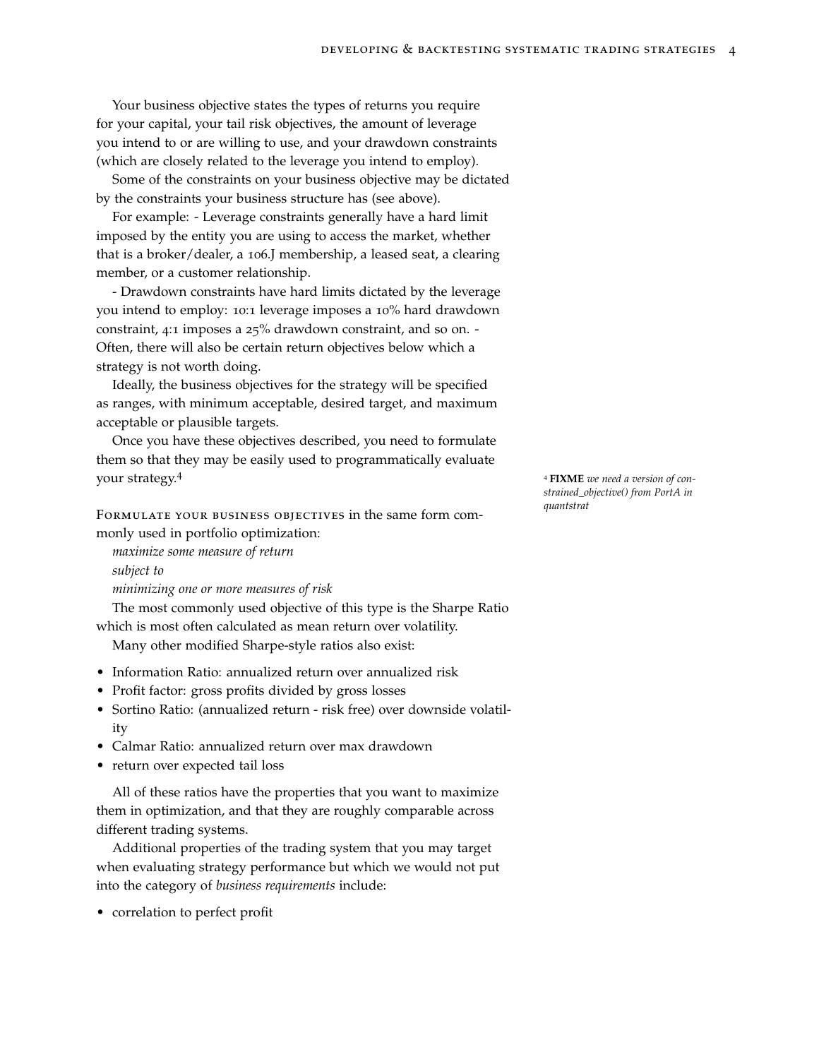Your business objective states the types of returns you require for your capital, your tail risk objectives, the amount of leverage you intend to or are willing to use, and your drawdown constraints (which are closely related to the leverage you intend to employ).

Some of the constraints on your business objective may be dictated by the constraints your business structure has (see above).

For example: - Leverage constraints generally have a hard limit imposed by the entity you are using to access the market, whether that is a broker/dealer, a 106.J membership, a leased seat, a clearing member, or a customer relationship.

- Drawdown constraints have hard limits dictated by the leverage you intend to employ: 10:1 leverage imposes a 10% hard drawdown constraint, 4:1 imposes a 25% drawdown constraint, and so on. - Often, there will also be certain return objectives below which a strategy is not worth doing.

Ideally, the business objectives for the strategy will be specified as ranges, with minimum acceptable, desired target, and maximum acceptable or plausible targets.

Once you have these objectives described, you need to formulate them so that they may be easily used to programmatically evaluate your strategy.[4]

[4] **FIXME** *we need a version of constrained_objective() from PortA in quantstrat*

Formulate your business objectives in the same form commonly used in portfolio optimization:

*maximize some measure of return*

*subject to*

*minimizing one or more measures of risk*

The most commonly used objective of this type is the Sharpe Ratio which is most often calculated as mean return over volatility.

Many other modified Sharpe-style ratios also exist:

- Information Ratio: annualized return over annualized risk
- Profit factor: gross profits divided by gross losses
- Sortino Ratio: (annualized return - risk free) over downside volatility
- Calmar Ratio: annualized return over max drawdown
- return over expected tail loss

All of these ratios have the properties that you want to maximize them in optimization, and that they are roughly comparable across different trading systems.

Additional properties of the trading system that you may target when evaluating strategy performance but which we would not put into the category of *business requirements* include:

- correlation to perfect profit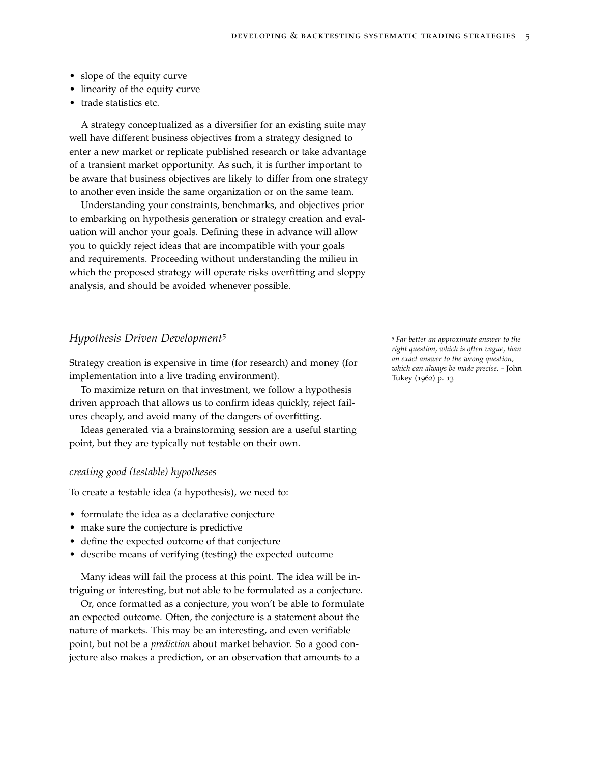- slope of the equity curve
- linearity of the equity curve
- trade statistics etc.

A strategy conceptualized as a diversifier for an existing suite may well have different business objectives from a strategy designed to enter a new market or replicate published research or take advantage of a transient market opportunity. As such, it is further important to be aware that business objectives are likely to differ from one strategy to another even inside the same organization or on the same team.

Understanding your constraints, benchmarks, and objectives prior to embarking on hypothesis generation or strategy creation and evaluation will anchor your goals. Defining these in advance will allow you to quickly reject ideas that are incompatible with your goals and requirements. Proceeding without understanding the milieu in which the proposed strategy will operate risks overfitting and sloppy analysis, and should be avoided whenever possible.

---

## *Hypothesis Driven Development*[5]

Strategy creation is expensive in time (for research) and money (for implementation into a live trading environment).

To maximize return on that investment, we follow a hypothesis driven approach that allows us to confirm ideas quickly, reject failures cheaply, and avoid many of the dangers of overfitting.

Ideas generated via a brainstorming session are a useful starting point, but they are typically not testable on their own.

### *creating good (testable) hypotheses*

To create a testable idea (a hypothesis), we need to:

- formulate the idea as a declarative conjecture
- make sure the conjecture is predictive
- define the expected outcome of that conjecture
- describe means of verifying (testing) the expected outcome

Many ideas will fail the process at this point. The idea will be intriguing or interesting, but not able to be formulated as a conjecture.

Or, once formatted as a conjecture, you won't be able to formulate an expected outcome. Often, the conjecture is a statement about the nature of markets. This may be an interesting, and even verifiable point, but not be a *prediction* about market behavior. So a good conjecture also makes a prediction, or an observation that amounts to a

[5] *Far better an approximate answer to the right question, which is often vague, than an exact answer to the wrong question, which can always be made precise.* - John Tukey (1962) p. 13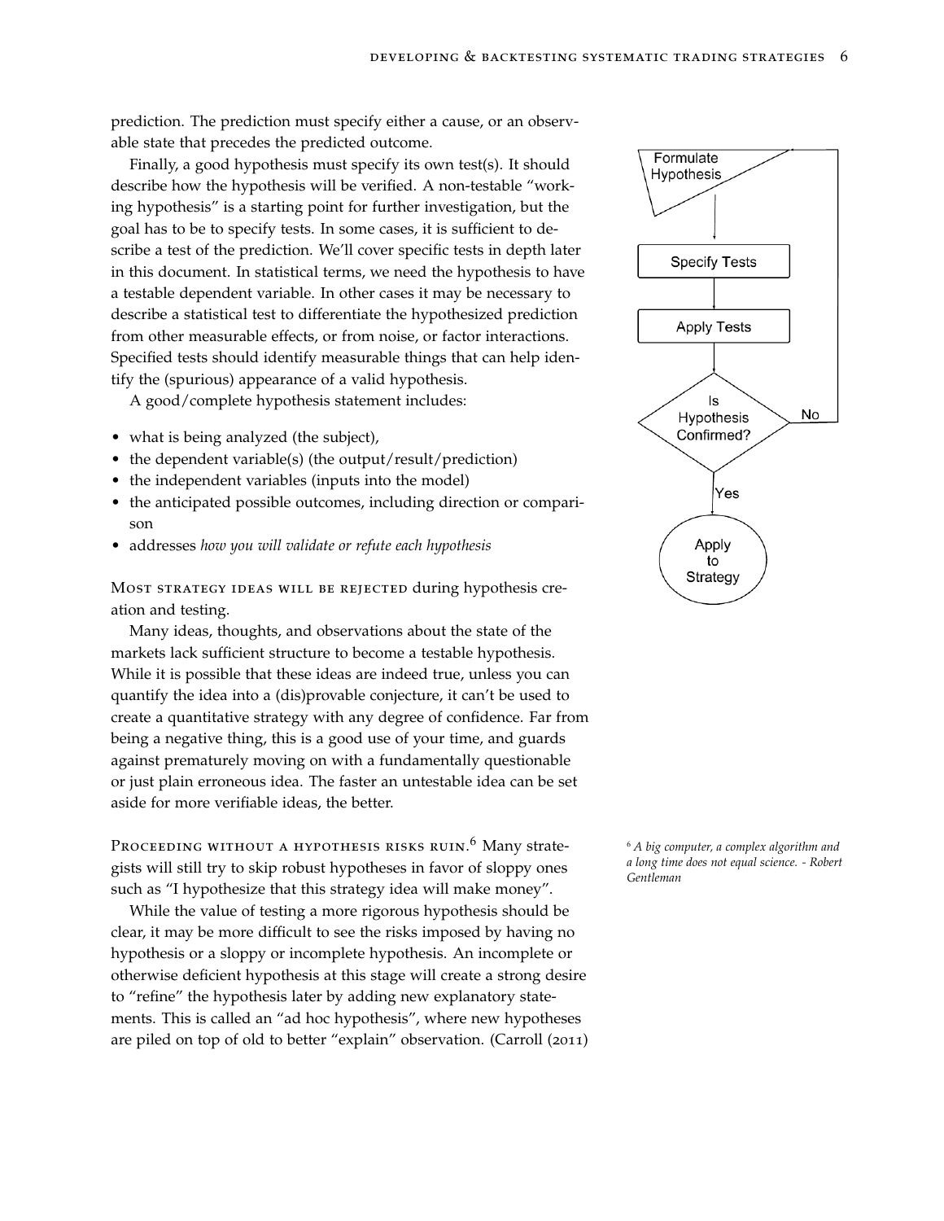prediction. The prediction must specify either a cause, or an observable state that precedes the predicted outcome.

Finally, a good hypothesis must specify its own test(s). It should describe how the hypothesis will be verified. A non-testable "working hypothesis" is a starting point for further investigation, but the goal has to be to specify tests. In some cases, it is sufficient to describe a test of the prediction. We'll cover specific tests in depth later in this document. In statistical terms, we need the hypothesis to have a testable dependent variable. In other cases it may be necessary to describe a statistical test to differentiate the hypothesized prediction from other measurable effects, or from noise, or factor interactions. Specified tests should identify measurable things that can help identify the (spurious) appearance of a valid hypothesis.

A good/complete hypothesis statement includes:

- what is being analyzed (the subject),
- the dependent variable(s) (the output/result/prediction)
- the independent variables (inputs into the model)
- the anticipated possible outcomes, including direction or comparison
- addresses *how you will validate or refute each hypothesis*

Formulate Hypothesis → Specify Tests → Apply Tests → Is Hypothesis Confirmed? — No → Formulate Hypothesis; Yes → Apply to Strategy

Most strategy ideas will be rejected during hypothesis creation and testing.

Many ideas, thoughts, and observations about the state of the markets lack sufficient structure to become a testable hypothesis. While it is possible that these ideas are indeed true, unless you can quantify the idea into a (dis)provable conjecture, it can't be used to create a quantitative strategy with any degree of confidence. Far from being a negative thing, this is a good use of your time, and guards against prematurely moving on with a fundamentally questionable or just plain erroneous idea. The faster an untestable idea can be set aside for more verifiable ideas, the better.

Proceeding without a hypothesis risks ruin.[6] Many strategists will still try to skip robust hypotheses in favor of sloppy ones such as "I hypothesize that this strategy idea will make money".

[6] *A big computer, a complex algorithm and a long time does not equal science. - Robert Gentleman*

While the value of testing a more rigorous hypothesis should be clear, it may be more difficult to see the risks imposed by having no hypothesis or a sloppy or incomplete hypothesis. An incomplete or otherwise deficient hypothesis at this stage will create a strong desire to "refine" the hypothesis later by adding new explanatory statements. This is called an "ad hoc hypothesis", where new hypotheses are piled on top of old to better "explain" observation. (Carroll (2011)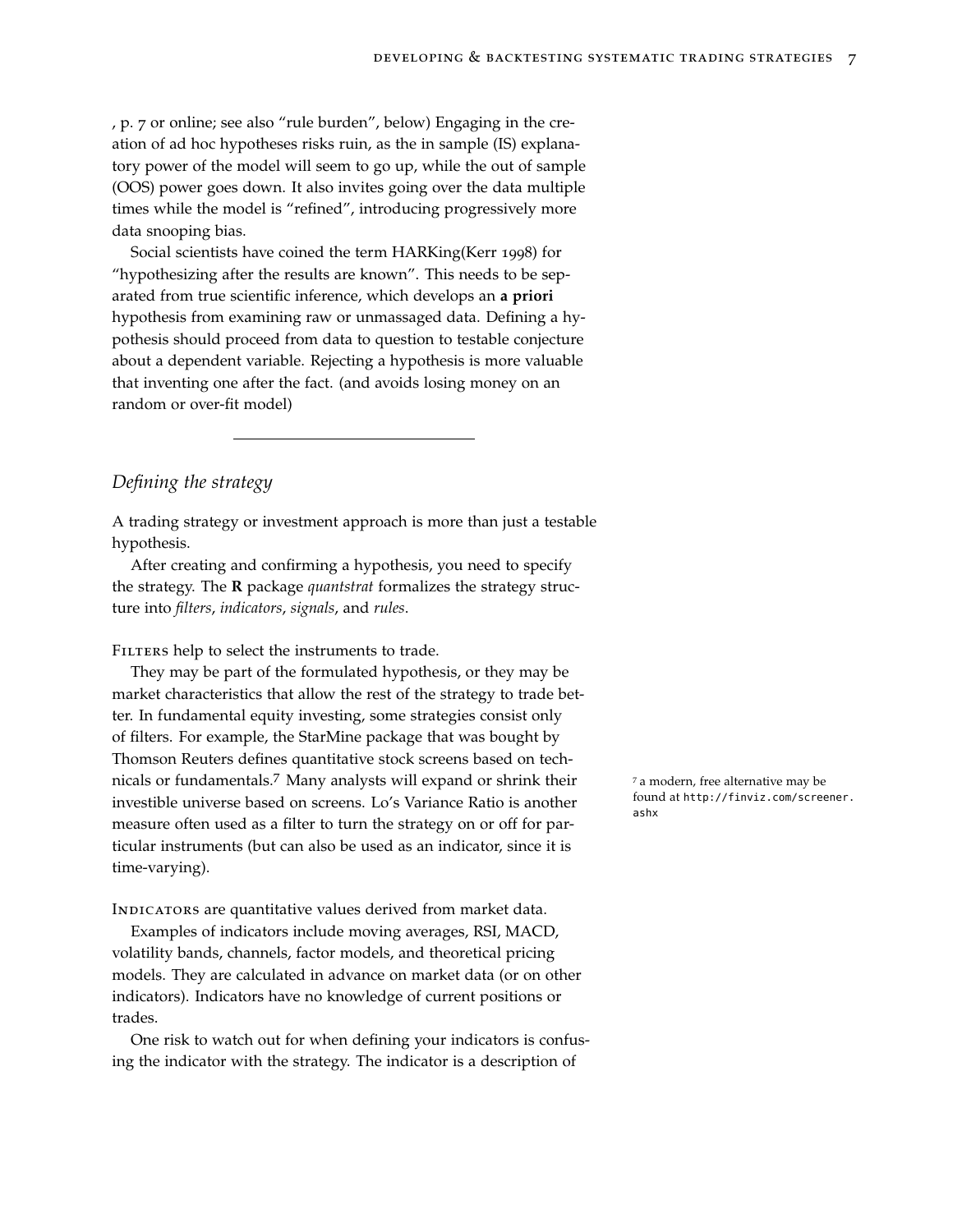, p. 7 or online; see also "rule burden", below) Engaging in the creation of ad hoc hypotheses risks ruin, as the in sample (IS) explanatory power of the model will seem to go up, while the out of sample (OOS) power goes down. It also invites going over the data multiple times while the model is "refined", introducing progressively more data snooping bias.

Social scientists have coined the term HARKing(Kerr 1998) for "hypothesizing after the results are known". This needs to be separated from true scientific inference, which develops an **a priori** hypothesis from examining raw or unmassaged data. Defining a hypothesis should proceed from data to question to testable conjecture about a dependent variable. Rejecting a hypothesis is more valuable that inventing one after the fact. (and avoids losing money on an random or over-fit model)

---

## *Defining the strategy*

A trading strategy or investment approach is more than just a testable hypothesis.

After creating and confirming a hypothesis, you need to specify the strategy. The **R** package *quantstrat* formalizes the strategy structure into *filters*, *indicators*, *signals*, and *rules*.

FILTERS help to select the instruments to trade.

They may be part of the formulated hypothesis, or they may be market characteristics that allow the rest of the strategy to trade better. In fundamental equity investing, some strategies consist only of filters. For example, the StarMine package that was bought by Thomson Reuters defines quantitative stock screens based on technicals or fundamentals.[7] Many analysts will expand or shrink their investible universe based on screens. Lo's Variance Ratio is another measure often used as a filter to turn the strategy on or off for particular instruments (but can also be used as an indicator, since it is time-varying).

[7] a modern, free alternative may be found at `http://finviz.com/screener.ashx`

INDICATORS are quantitative values derived from market data.

Examples of indicators include moving averages, RSI, MACD, volatility bands, channels, factor models, and theoretical pricing models. They are calculated in advance on market data (or on other indicators). Indicators have no knowledge of current positions or trades.

One risk to watch out for when defining your indicators is confusing the indicator with the strategy. The indicator is a description of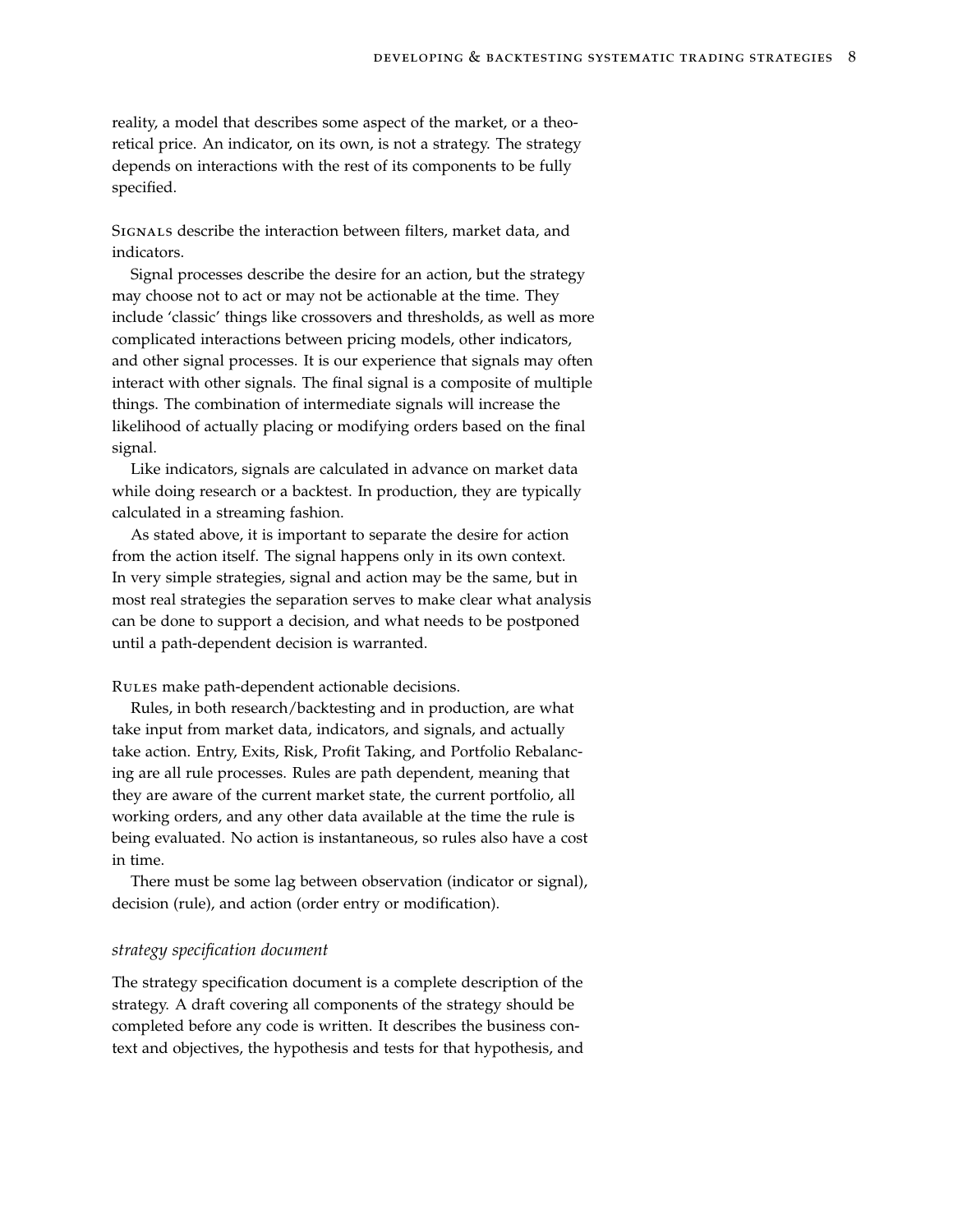reality, a model that describes some aspect of the market, or a theoretical price. An indicator, on its own, is not a strategy. The strategy depends on interactions with the rest of its components to be fully specified.

Signals describe the interaction between filters, market data, and indicators.

Signal processes describe the desire for an action, but the strategy may choose not to act or may not be actionable at the time. They include 'classic' things like crossovers and thresholds, as well as more complicated interactions between pricing models, other indicators, and other signal processes. It is our experience that signals may often interact with other signals. The final signal is a composite of multiple things. The combination of intermediate signals will increase the likelihood of actually placing or modifying orders based on the final signal.

Like indicators, signals are calculated in advance on market data while doing research or a backtest. In production, they are typically calculated in a streaming fashion.

As stated above, it is important to separate the desire for action from the action itself. The signal happens only in its own context. In very simple strategies, signal and action may be the same, but in most real strategies the separation serves to make clear what analysis can be done to support a decision, and what needs to be postponed until a path-dependent decision is warranted.

Rules make path-dependent actionable decisions.

Rules, in both research/backtesting and in production, are what take input from market data, indicators, and signals, and actually take action. Entry, Exits, Risk, Profit Taking, and Portfolio Rebalancing are all rule processes. Rules are path dependent, meaning that they are aware of the current market state, the current portfolio, all working orders, and any other data available at the time the rule is being evaluated. No action is instantaneous, so rules also have a cost in time.

There must be some lag between observation (indicator or signal), decision (rule), and action (order entry or modification).

### *strategy specification document*

The strategy specification document is a complete description of the strategy. A draft covering all components of the strategy should be completed before any code is written. It describes the business context and objectives, the hypothesis and tests for that hypothesis, and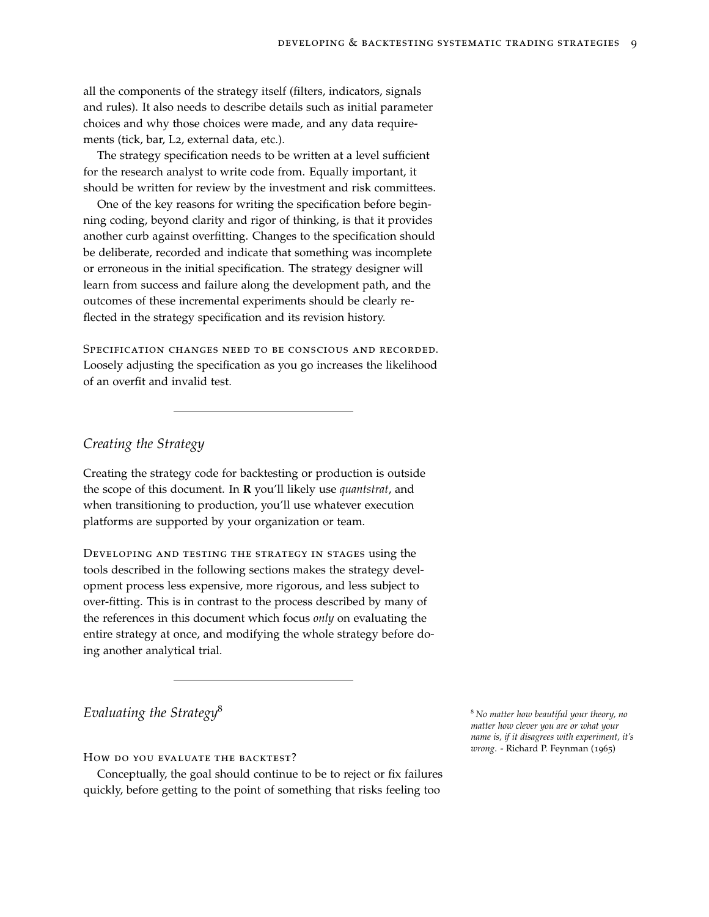all the components of the strategy itself (filters, indicators, signals and rules). It also needs to describe details such as initial parameter choices and why those choices were made, and any data requirements (tick, bar, L2, external data, etc.).

The strategy specification needs to be written at a level sufficient for the research analyst to write code from. Equally important, it should be written for review by the investment and risk committees.

One of the key reasons for writing the specification before beginning coding, beyond clarity and rigor of thinking, is that it provides another curb against overfitting. Changes to the specification should be deliberate, recorded and indicate that something was incomplete or erroneous in the initial specification. The strategy designer will learn from success and failure along the development path, and the outcomes of these incremental experiments should be clearly reflected in the strategy specification and its revision history.

Specification changes need to be conscious and recorded. Loosely adjusting the specification as you go increases the likelihood of an overfit and invalid test.

---

## *Creating the Strategy*

Creating the strategy code for backtesting or production is outside the scope of this document. In **R** you'll likely use *quantstrat*, and when transitioning to production, you'll use whatever execution platforms are supported by your organization or team.

Developing and testing the strategy in stages using the tools described in the following sections makes the strategy development process less expensive, more rigorous, and less subject to over-fitting. This is in contrast to the process described by many of the references in this document which focus *only* on evaluating the entire strategy at once, and modifying the whole strategy before doing another analytical trial.

---

## *Evaluating the Strategy*[8]

[8] *No matter how beautiful your theory, no matter how clever you are or what your name is, if it disagrees with experiment, it's wrong.* - Richard P. Feynman (1965)

How do you evaluate the backtest?

Conceptually, the goal should continue to be to reject or fix failures quickly, before getting to the point of something that risks feeling too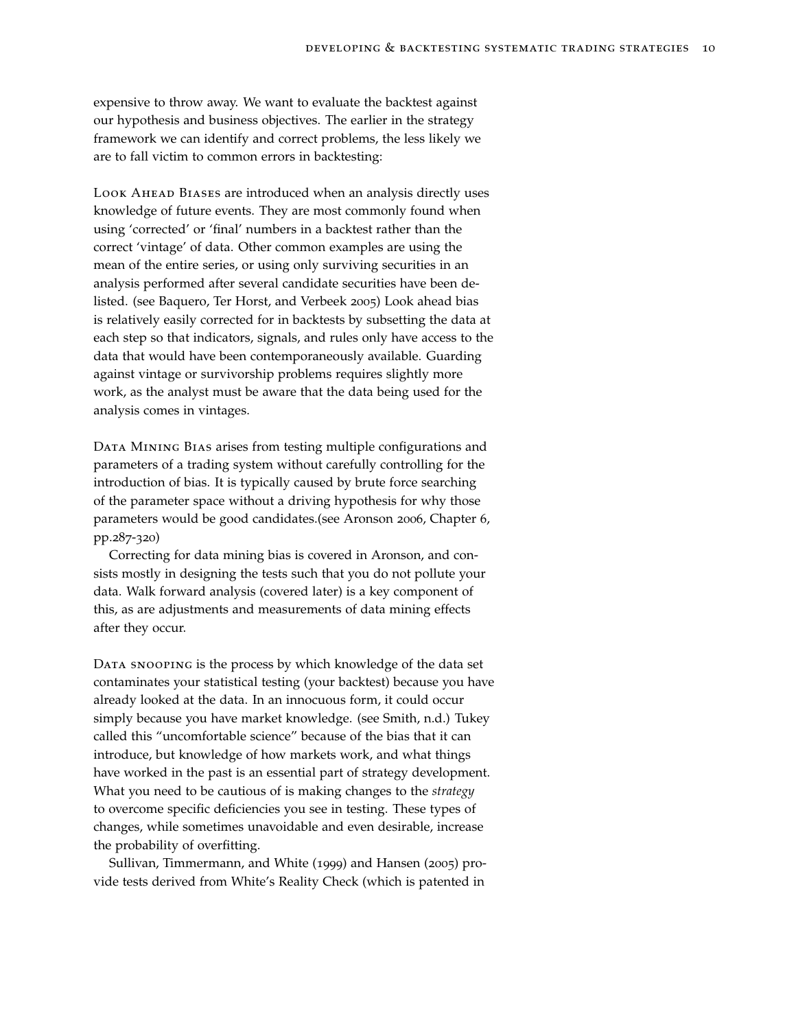expensive to throw away. We want to evaluate the backtest against our hypothesis and business objectives. The earlier in the strategy framework we can identify and correct problems, the less likely we are to fall victim to common errors in backtesting:

Look Ahead Biases are introduced when an analysis directly uses knowledge of future events. They are most commonly found when using 'corrected' or 'final' numbers in a backtest rather than the correct 'vintage' of data. Other common examples are using the mean of the entire series, or using only surviving securities in an analysis performed after several candidate securities have been de-listed. (see Baquero, Ter Horst, and Verbeek 2005) Look ahead bias is relatively easily corrected for in backtests by subsetting the data at each step so that indicators, signals, and rules only have access to the data that would have been contemporaneously available. Guarding against vintage or survivorship problems requires slightly more work, as the analyst must be aware that the data being used for the analysis comes in vintages.

Data Mining Bias arises from testing multiple configurations and parameters of a trading system without carefully controlling for the introduction of bias. It is typically caused by brute force searching of the parameter space without a driving hypothesis for why those parameters would be good candidates.(see Aronson 2006, Chapter 6, pp.287-320)

Correcting for data mining bias is covered in Aronson, and consists mostly in designing the tests such that you do not pollute your data. Walk forward analysis (covered later) is a key component of this, as are adjustments and measurements of data mining effects after they occur.

Data snooping is the process by which knowledge of the data set contaminates your statistical testing (your backtest) because you have already looked at the data. In an innocuous form, it could occur simply because you have market knowledge. (see Smith, n.d.) Tukey called this "uncomfortable science" because of the bias that it can introduce, but knowledge of how markets work, and what things have worked in the past is an essential part of strategy development. What you need to be cautious of is making changes to the *strategy* to overcome specific deficiencies you see in testing. These types of changes, while sometimes unavoidable and even desirable, increase the probability of overfitting.

Sullivan, Timmermann, and White (1999) and Hansen (2005) provide tests derived from White's Reality Check (which is patented in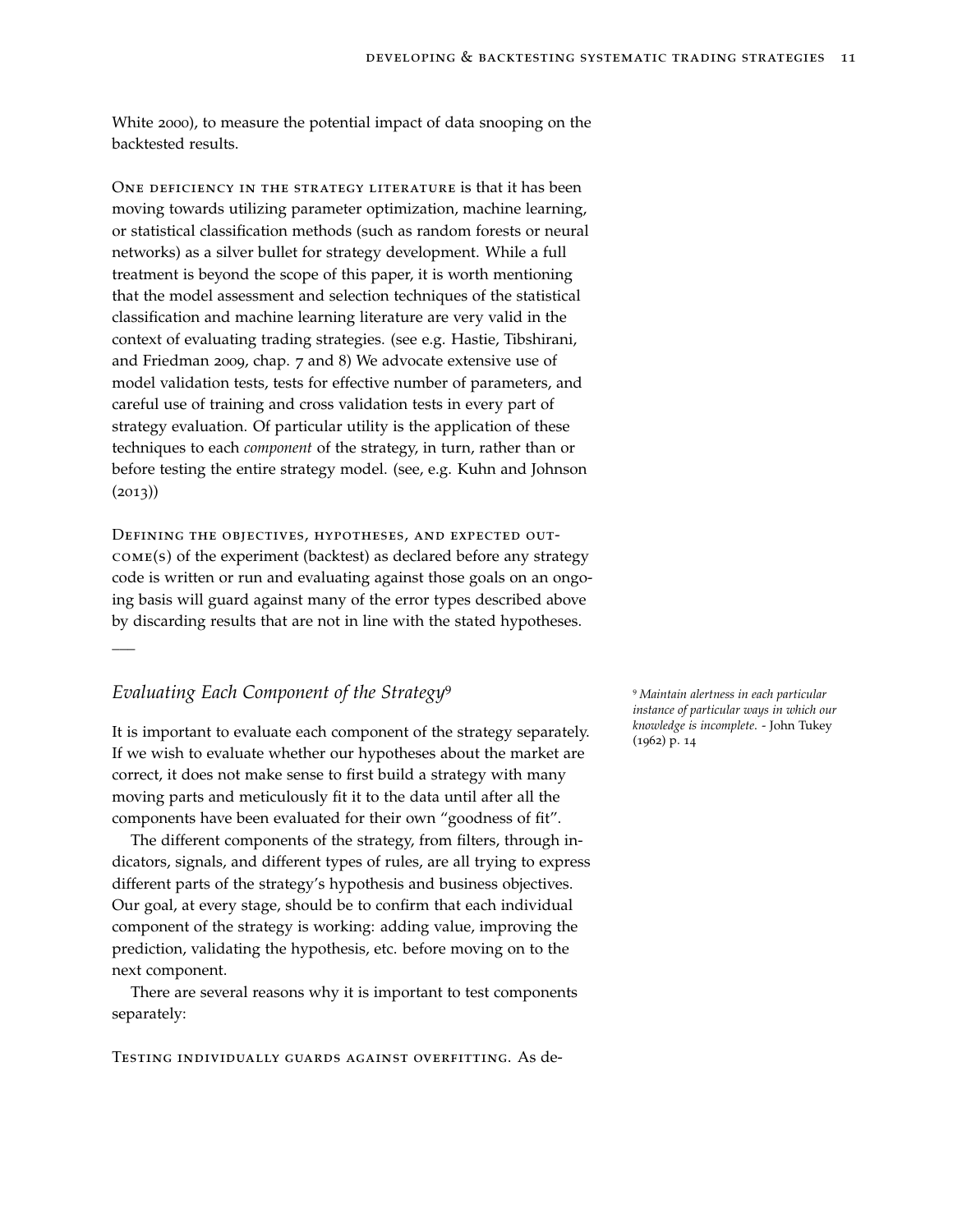White 2000), to measure the potential impact of data snooping on the backtested results.

One deficiency in the strategy literature is that it has been moving towards utilizing parameter optimization, machine learning, or statistical classification methods (such as random forests or neural networks) as a silver bullet for strategy development. While a full treatment is beyond the scope of this paper, it is worth mentioning that the model assessment and selection techniques of the statistical classification and machine learning literature are very valid in the context of evaluating trading strategies. (see e.g. Hastie, Tibshirani, and Friedman 2009, chap. 7 and 8) We advocate extensive use of model validation tests, tests for effective number of parameters, and careful use of training and cross validation tests in every part of strategy evaluation. Of particular utility is the application of these techniques to each *component* of the strategy, in turn, rather than or before testing the entire strategy model. (see, e.g. Kuhn and Johnson (2013))

Defining the objectives, hypotheses, and expected outcome(s) of the experiment (backtest) as declared before any strategy code is written or run and evaluating against those goals on an ongoing basis will guard against many of the error types described above by discarding results that are not in line with the stated hypotheses.

---

## *Evaluating Each Component of the Strategy*[9]

[9] *Maintain alertness in each particular instance of particular ways in which our knowledge is incomplete.* - John Tukey (1962) p. 14

It is important to evaluate each component of the strategy separately. If we wish to evaluate whether our hypotheses about the market are correct, it does not make sense to first build a strategy with many moving parts and meticulously fit it to the data until after all the components have been evaluated for their own "goodness of fit".

The different components of the strategy, from filters, through indicators, signals, and different types of rules, are all trying to express different parts of the strategy's hypothesis and business objectives. Our goal, at every stage, should be to confirm that each individual component of the strategy is working: adding value, improving the prediction, validating the hypothesis, etc. before moving on to the next component.

There are several reasons why it is important to test components separately:

Testing individually guards against overfitting. As de-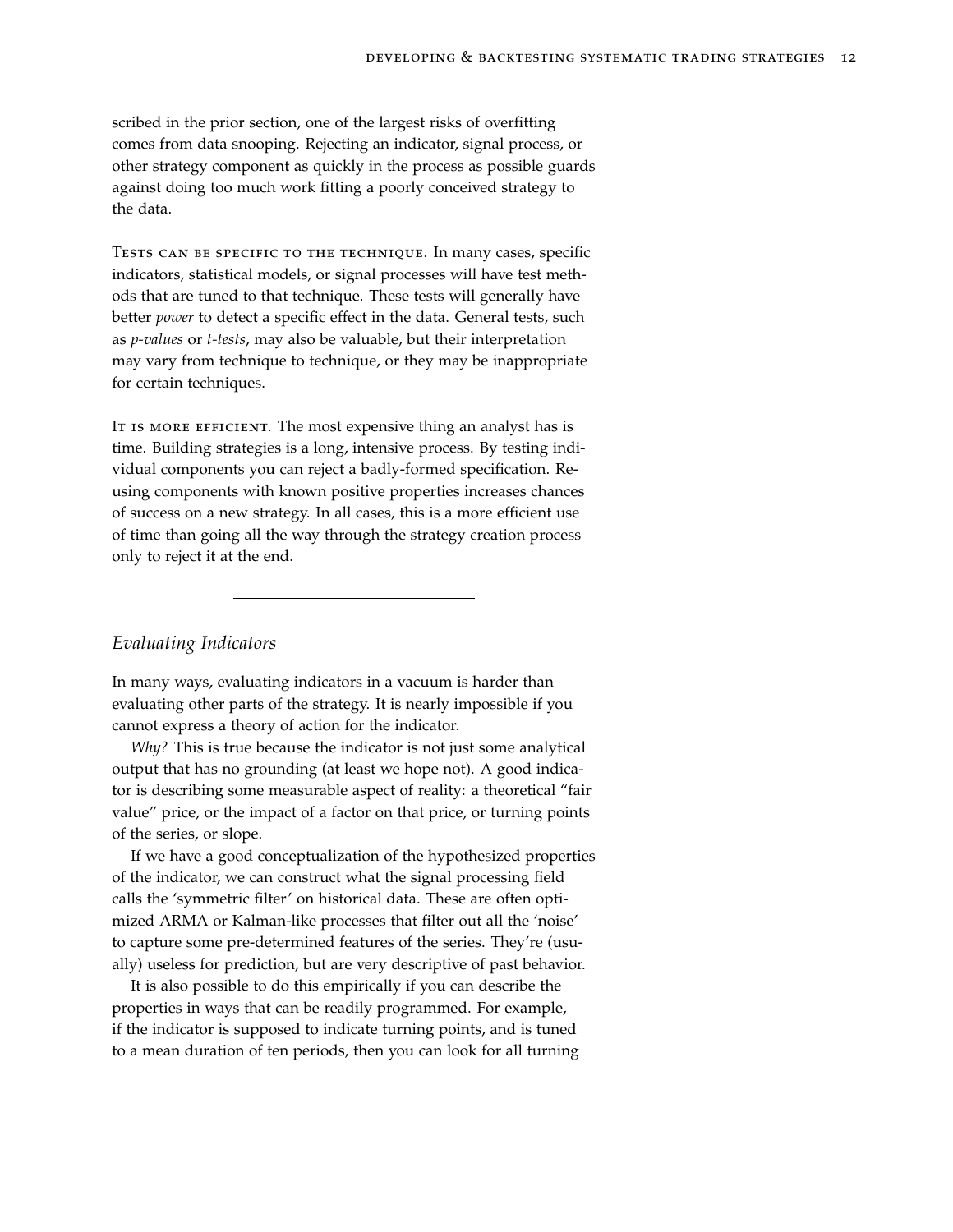scribed in the prior section, one of the largest risks of overfitting comes from data snooping. Rejecting an indicator, signal process, or other strategy component as quickly in the process as possible guards against doing too much work fitting a poorly conceived strategy to the data.

Tests can be specific to the technique. In many cases, specific indicators, statistical models, or signal processes will have test methods that are tuned to that technique. These tests will generally have better *power* to detect a specific effect in the data. General tests, such as *p-values* or *t-tests*, may also be valuable, but their interpretation may vary from technique to technique, or they may be inappropriate for certain techniques.

It is more efficient. The most expensive thing an analyst has is time. Building strategies is a long, intensive process. By testing individual components you can reject a badly-formed specification. Reusing components with known positive properties increases chances of success on a new strategy. In all cases, this is a more efficient use of time than going all the way through the strategy creation process only to reject it at the end.

---

## *Evaluating Indicators*

In many ways, evaluating indicators in a vacuum is harder than evaluating other parts of the strategy. It is nearly impossible if you cannot express a theory of action for the indicator.

*Why?* This is true because the indicator is not just some analytical output that has no grounding (at least we hope not). A good indicator is describing some measurable aspect of reality: a theoretical "fair value" price, or the impact of a factor on that price, or turning points of the series, or slope.

If we have a good conceptualization of the hypothesized properties of the indicator, we can construct what the signal processing field calls the 'symmetric filter' on historical data. These are often optimized ARMA or Kalman-like processes that filter out all the 'noise' to capture some pre-determined features of the series. They're (usually) useless for prediction, but are very descriptive of past behavior.

It is also possible to do this empirically if you can describe the properties in ways that can be readily programmed. For example, if the indicator is supposed to indicate turning points, and is tuned to a mean duration of ten periods, then you can look for all turning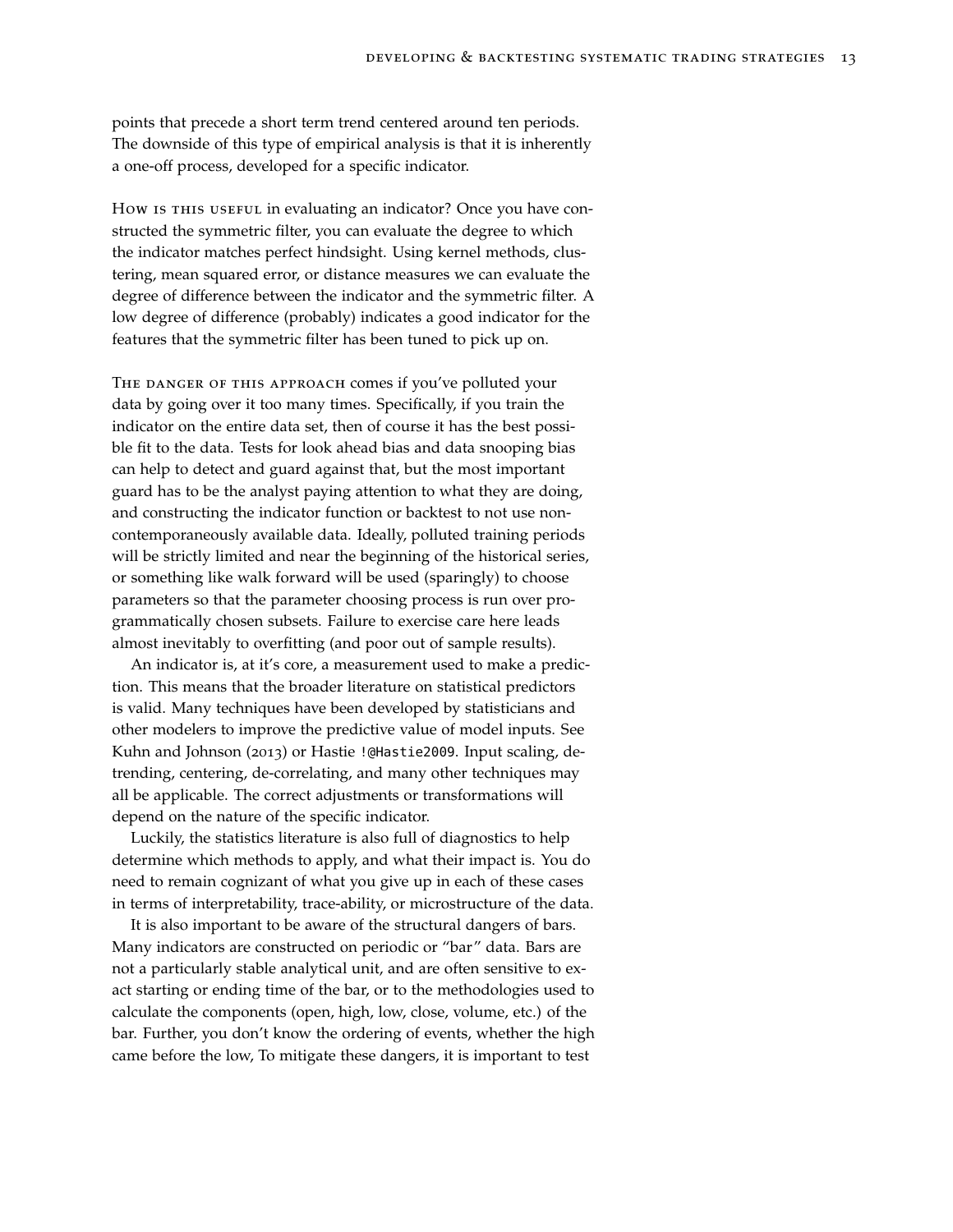points that precede a short term trend centered around ten periods. The downside of this type of empirical analysis is that it is inherently a one-off process, developed for a specific indicator.

How is this useful in evaluating an indicator? Once you have constructed the symmetric filter, you can evaluate the degree to which the indicator matches perfect hindsight. Using kernel methods, clustering, mean squared error, or distance measures we can evaluate the degree of difference between the indicator and the symmetric filter. A low degree of difference (probably) indicates a good indicator for the features that the symmetric filter has been tuned to pick up on.

The danger of this approach comes if you've polluted your data by going over it too many times. Specifically, if you train the indicator on the entire data set, then of course it has the best possible fit to the data. Tests for look ahead bias and data snooping bias can help to detect and guard against that, but the most important guard has to be the analyst paying attention to what they are doing, and constructing the indicator function or backtest to not use non-contemporaneously available data. Ideally, polluted training periods will be strictly limited and near the beginning of the historical series, or something like walk forward will be used (sparingly) to choose parameters so that the parameter choosing process is run over programmatically chosen subsets. Failure to exercise care here leads almost inevitably to overfitting (and poor out of sample results).

An indicator is, at it's core, a measurement used to make a prediction. This means that the broader literature on statistical predictors is valid. Many techniques have been developed by statisticians and other modelers to improve the predictive value of model inputs. See Kuhn and Johnson (2013) or Hastie `!@Hastie2009`. Input scaling, detrending, centering, de-correlating, and many other techniques may all be applicable. The correct adjustments or transformations will depend on the nature of the specific indicator.

Luckily, the statistics literature is also full of diagnostics to help determine which methods to apply, and what their impact is. You do need to remain cognizant of what you give up in each of these cases in terms of interpretability, trace-ability, or microstructure of the data.

It is also important to be aware of the structural dangers of bars. Many indicators are constructed on periodic or "bar" data. Bars are not a particularly stable analytical unit, and are often sensitive to exact starting or ending time of the bar, or to the methodologies used to calculate the components (open, high, low, close, volume, etc.) of the bar. Further, you don't know the ordering of events, whether the high came before the low, To mitigate these dangers, it is important to test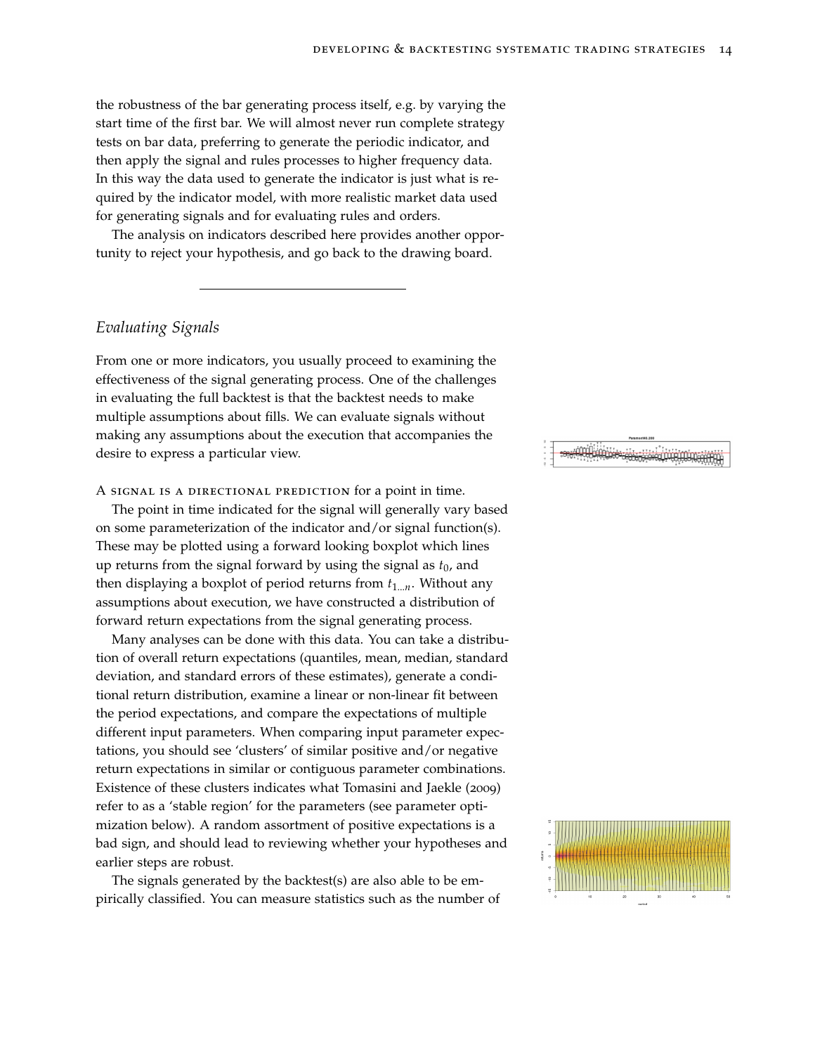the robustness of the bar generating process itself, e.g. by varying the start time of the first bar. We will almost never run complete strategy tests on bar data, preferring to generate the periodic indicator, and then apply the signal and rules processes to higher frequency data. In this way the data used to generate the indicator is just what is required by the indicator model, with more realistic market data used for generating signals and for evaluating rules and orders.

The analysis on indicators described here provides another opportunity to reject your hypothesis, and go back to the drawing board.

---

## *Evaluating Signals*

From one or more indicators, you usually proceed to examining the effectiveness of the signal generating process. One of the challenges in evaluating the full backtest is that the backtest needs to make multiple assumptions about fills. We can evaluate signals without making any assumptions about the execution that accompanies the desire to express a particular view.

A SIGNAL IS A DIRECTIONAL PREDICTION for a point in time.

The point in time indicated for the signal will generally vary based on some parameterization of the indicator and/or signal function(s). These may be plotted using a forward looking boxplot which lines up returns from the signal forward by using the signal as $t_0$, and then displaying a boxplot of period returns from $t_{1...n}$. Without any assumptions about execution, we have constructed a distribution of forward return expectations from the signal generating process.

Many analyses can be done with this data. You can take a distribution of overall return expectations (quantiles, mean, median, standard deviation, and standard errors of these estimates), generate a conditional return distribution, examine a linear or non-linear fit between the period expectations, and compare the expectations of multiple different input parameters. When comparing input parameter expectations, you should see 'clusters' of similar positive and/or negative return expectations in similar or contiguous parameter combinations. Existence of these clusters indicates what Tomasini and Jaekle (2009) refer to as a 'stable region' for the parameters (see parameter optimization below). A random assortment of positive expectations is a bad sign, and should lead to reviewing whether your hypotheses and earlier steps are robust.

The signals generated by the backtest(s) are also able to be empirically classified. You can measure statistics such as the number of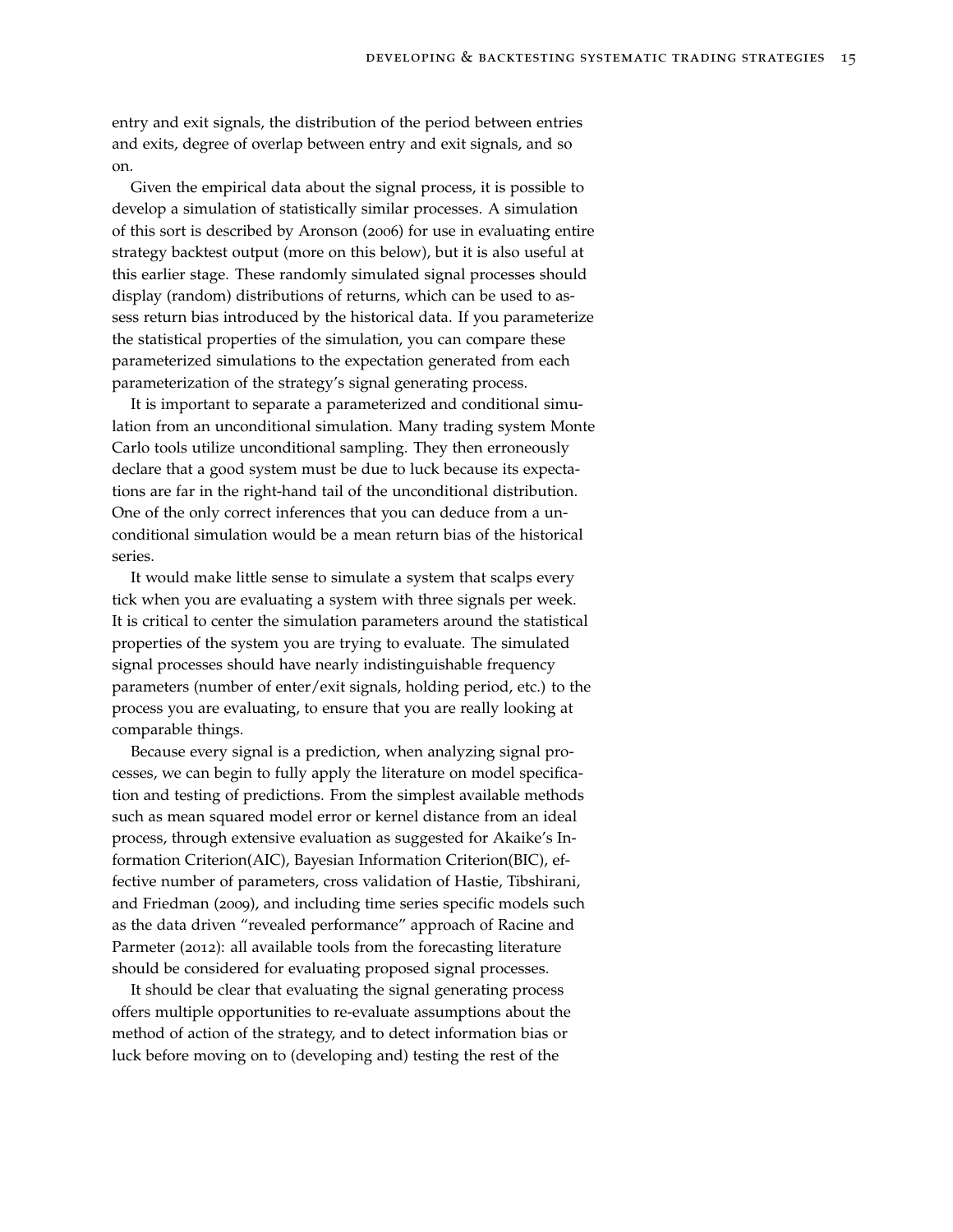entry and exit signals, the distribution of the period between entries and exits, degree of overlap between entry and exit signals, and so on.

Given the empirical data about the signal process, it is possible to develop a simulation of statistically similar processes. A simulation of this sort is described by Aronson (2006) for use in evaluating entire strategy backtest output (more on this below), but it is also useful at this earlier stage. These randomly simulated signal processes should display (random) distributions of returns, which can be used to assess return bias introduced by the historical data. If you parameterize the statistical properties of the simulation, you can compare these parameterized simulations to the expectation generated from each parameterization of the strategy's signal generating process.

It is important to separate a parameterized and conditional simulation from an unconditional simulation. Many trading system Monte Carlo tools utilize unconditional sampling. They then erroneously declare that a good system must be due to luck because its expectations are far in the right-hand tail of the unconditional distribution. One of the only correct inferences that you can deduce from a unconditional simulation would be a mean return bias of the historical series.

It would make little sense to simulate a system that scalps every tick when you are evaluating a system with three signals per week. It is critical to center the simulation parameters around the statistical properties of the system you are trying to evaluate. The simulated signal processes should have nearly indistinguishable frequency parameters (number of enter/exit signals, holding period, etc.) to the process you are evaluating, to ensure that you are really looking at comparable things.

Because every signal is a prediction, when analyzing signal processes, we can begin to fully apply the literature on model specification and testing of predictions. From the simplest available methods such as mean squared model error or kernel distance from an ideal process, through extensive evaluation as suggested for Akaike's Information Criterion(AIC), Bayesian Information Criterion(BIC), effective number of parameters, cross validation of Hastie, Tibshirani, and Friedman (2009), and including time series specific models such as the data driven "revealed performance" approach of Racine and Parmeter (2012): all available tools from the forecasting literature should be considered for evaluating proposed signal processes.

It should be clear that evaluating the signal generating process offers multiple opportunities to re-evaluate assumptions about the method of action of the strategy, and to detect information bias or luck before moving on to (developing and) testing the rest of the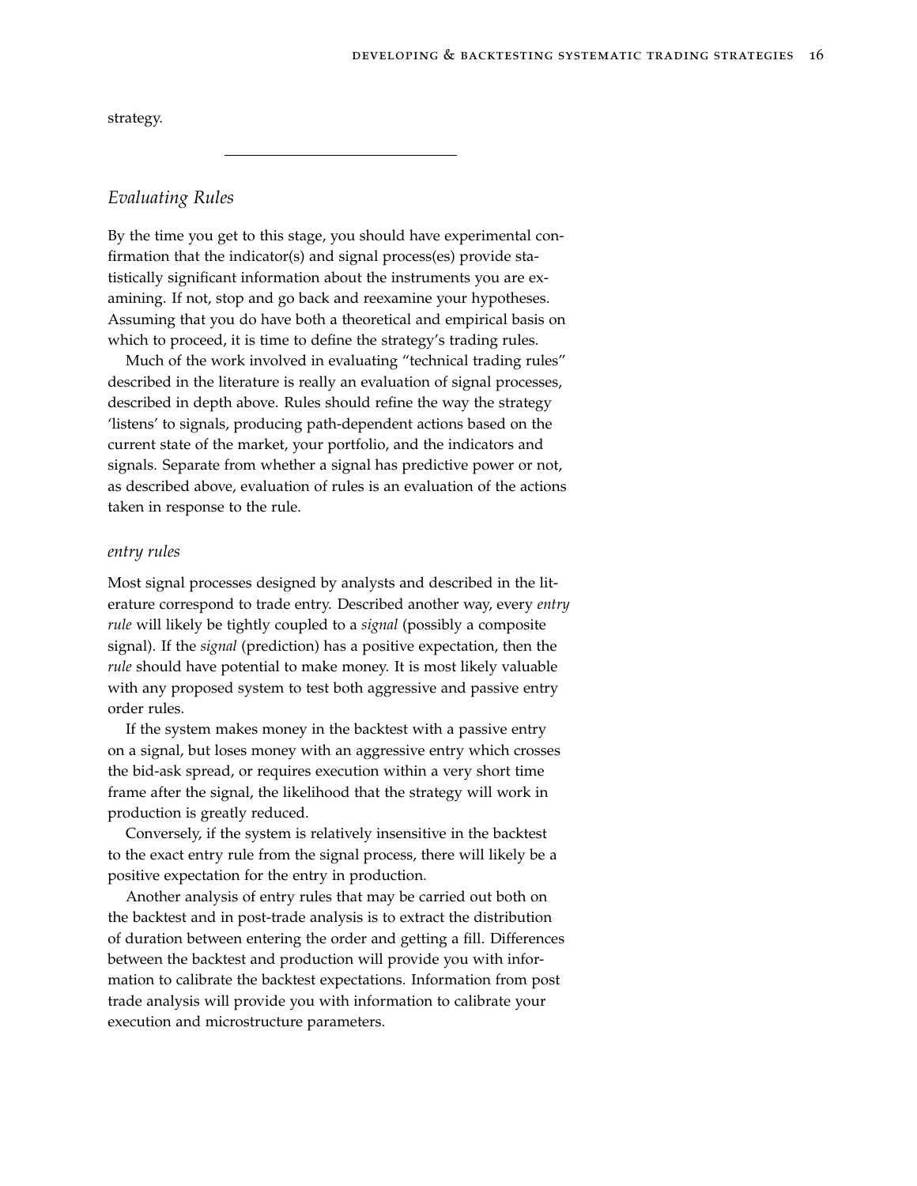strategy.

---

## *Evaluating Rules*

By the time you get to this stage, you should have experimental confirmation that the indicator(s) and signal process(es) provide statistically significant information about the instruments you are examining. If not, stop and go back and reexamine your hypotheses. Assuming that you do have both a theoretical and empirical basis on which to proceed, it is time to define the strategy's trading rules.

Much of the work involved in evaluating "technical trading rules" described in the literature is really an evaluation of signal processes, described in depth above. Rules should refine the way the strategy 'listens' to signals, producing path-dependent actions based on the current state of the market, your portfolio, and the indicators and signals. Separate from whether a signal has predictive power or not, as described above, evaluation of rules is an evaluation of the actions taken in response to the rule.

### *entry rules*

Most signal processes designed by analysts and described in the literature correspond to trade entry. Described another way, every *entry rule* will likely be tightly coupled to a *signal* (possibly a composite signal). If the *signal* (prediction) has a positive expectation, then the *rule* should have potential to make money. It is most likely valuable with any proposed system to test both aggressive and passive entry order rules.

If the system makes money in the backtest with a passive entry on a signal, but loses money with an aggressive entry which crosses the bid-ask spread, or requires execution within a very short time frame after the signal, the likelihood that the strategy will work in production is greatly reduced.

Conversely, if the system is relatively insensitive in the backtest to the exact entry rule from the signal process, there will likely be a positive expectation for the entry in production.

Another analysis of entry rules that may be carried out both on the backtest and in post-trade analysis is to extract the distribution of duration between entering the order and getting a fill. Differences between the backtest and production will provide you with information to calibrate the backtest expectations. Information from post trade analysis will provide you with information to calibrate your execution and microstructure parameters.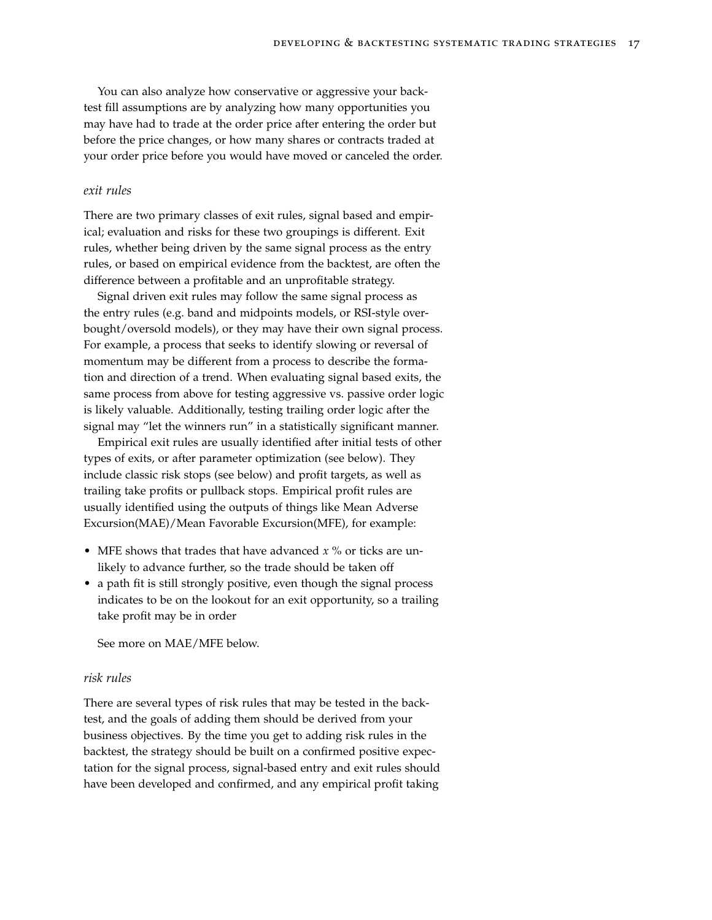You can also analyze how conservative or aggressive your backtest fill assumptions are by analyzing how many opportunities you may have had to trade at the order price after entering the order but before the price changes, or how many shares or contracts traded at your order price before you would have moved or canceled the order.

### *exit rules*

There are two primary classes of exit rules, signal based and empirical; evaluation and risks for these two groupings is different. Exit rules, whether being driven by the same signal process as the entry rules, or based on empirical evidence from the backtest, are often the difference between a profitable and an unprofitable strategy.

Signal driven exit rules may follow the same signal process as the entry rules (e.g. band and midpoints models, or RSI-style overbought/oversold models), or they may have their own signal process. For example, a process that seeks to identify slowing or reversal of momentum may be different from a process to describe the formation and direction of a trend. When evaluating signal based exits, the same process from above for testing aggressive vs. passive order logic is likely valuable. Additionally, testing trailing order logic after the signal may "let the winners run" in a statistically significant manner.

Empirical exit rules are usually identified after initial tests of other types of exits, or after parameter optimization (see below). They include classic risk stops (see below) and profit targets, as well as trailing take profits or pullback stops. Empirical profit rules are usually identified using the outputs of things like Mean Adverse Excursion(MAE)/Mean Favorable Excursion(MFE), for example:

- MFE shows that trades that have advanced $x$ % or ticks are unlikely to advance further, so the trade should be taken off
- a path fit is still strongly positive, even though the signal process indicates to be on the lookout for an exit opportunity, so a trailing take profit may be in order

See more on MAE/MFE below.

### *risk rules*

There are several types of risk rules that may be tested in the backtest, and the goals of adding them should be derived from your business objectives. By the time you get to adding risk rules in the backtest, the strategy should be built on a confirmed positive expectation for the signal process, signal-based entry and exit rules should have been developed and confirmed, and any empirical profit taking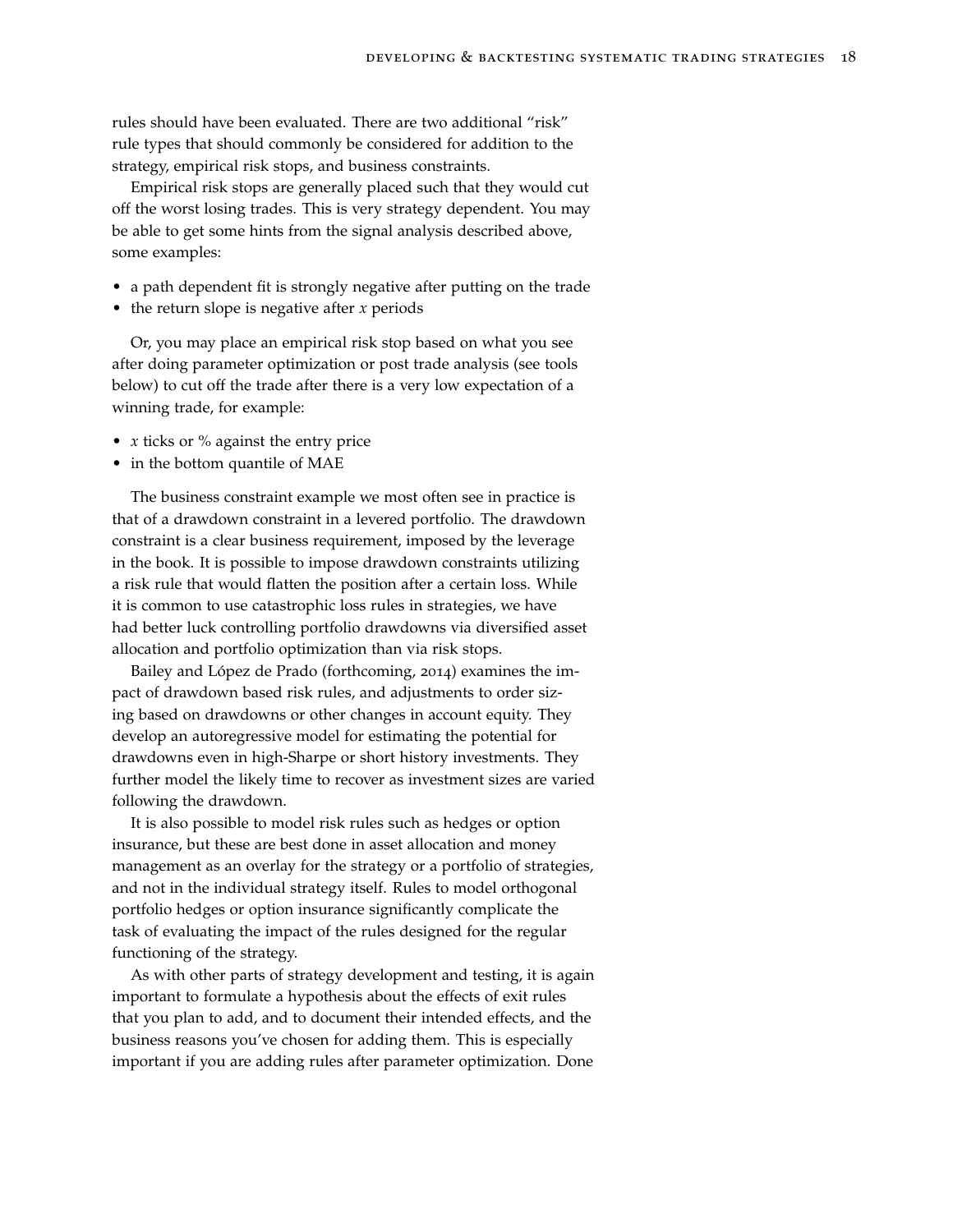rules should have been evaluated. There are two additional "risk" rule types that should commonly be considered for addition to the strategy, empirical risk stops, and business constraints.

Empirical risk stops are generally placed such that they would cut off the worst losing trades. This is very strategy dependent. You may be able to get some hints from the signal analysis described above, some examples:

- a path dependent fit is strongly negative after putting on the trade
- the return slope is negative after $x$ periods

Or, you may place an empirical risk stop based on what you see after doing parameter optimization or post trade analysis (see tools below) to cut off the trade after there is a very low expectation of a winning trade, for example:

- $x$ ticks or % against the entry price
- in the bottom quantile of MAE

The business constraint example we most often see in practice is that of a drawdown constraint in a levered portfolio. The drawdown constraint is a clear business requirement, imposed by the leverage in the book. It is possible to impose drawdown constraints utilizing a risk rule that would flatten the position after a certain loss. While it is common to use catastrophic loss rules in strategies, we have had better luck controlling portfolio drawdowns via diversified asset allocation and portfolio optimization than via risk stops.

Bailey and López de Prado (forthcoming, 2014) examines the impact of drawdown based risk rules, and adjustments to order sizing based on drawdowns or other changes in account equity. They develop an autoregressive model for estimating the potential for drawdowns even in high-Sharpe or short history investments. They further model the likely time to recover as investment sizes are varied following the drawdown.

It is also possible to model risk rules such as hedges or option insurance, but these are best done in asset allocation and money management as an overlay for the strategy or a portfolio of strategies, and not in the individual strategy itself. Rules to model orthogonal portfolio hedges or option insurance significantly complicate the task of evaluating the impact of the rules designed for the regular functioning of the strategy.

As with other parts of strategy development and testing, it is again important to formulate a hypothesis about the effects of exit rules that you plan to add, and to document their intended effects, and the business reasons you've chosen for adding them. This is especially important if you are adding rules after parameter optimization. Done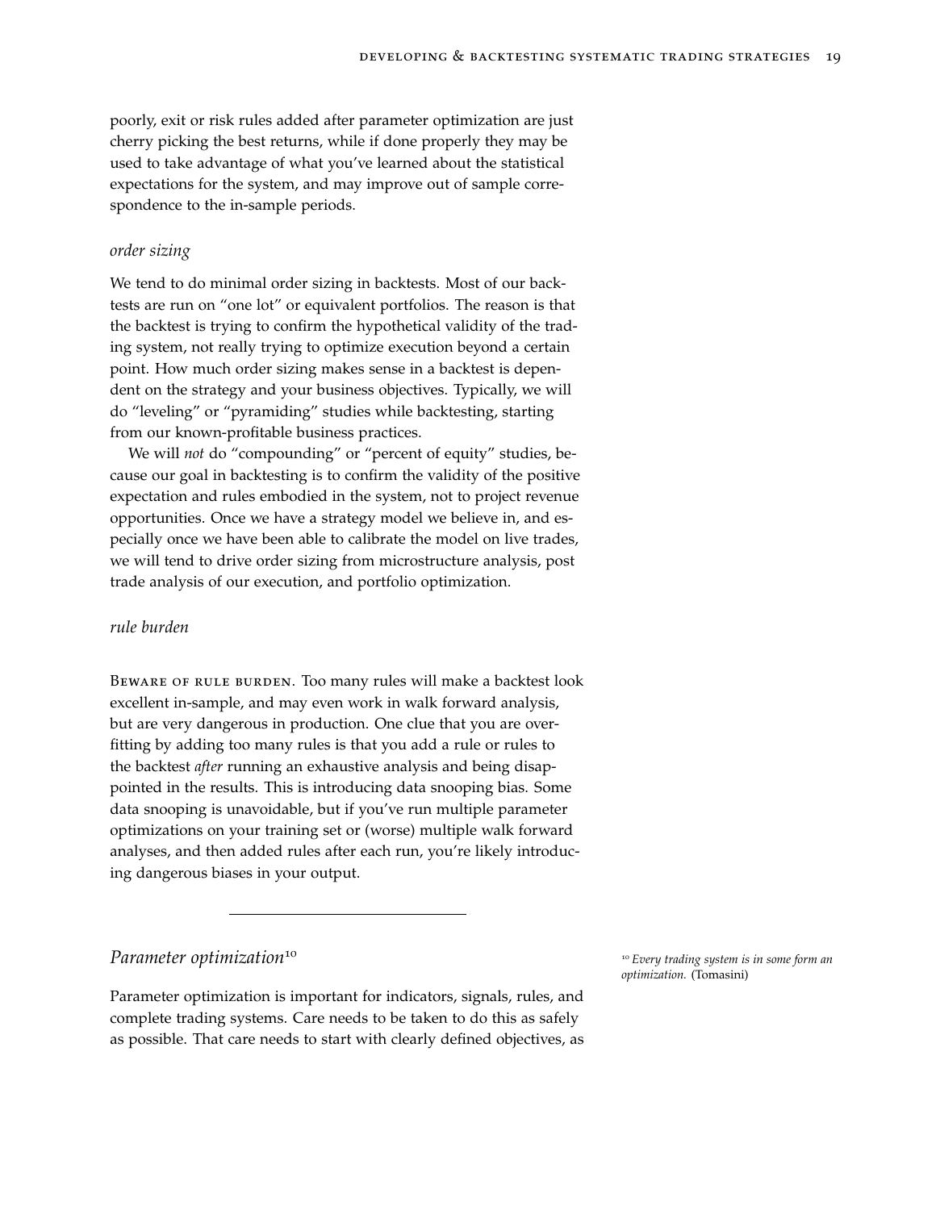poorly, exit or risk rules added after parameter optimization are just cherry picking the best returns, while if done properly they may be used to take advantage of what you've learned about the statistical expectations for the system, and may improve out of sample correspondence to the in-sample periods.

### *order sizing*

We tend to do minimal order sizing in backtests. Most of our backtests are run on "one lot" or equivalent portfolios. The reason is that the backtest is trying to confirm the hypothetical validity of the trading system, not really trying to optimize execution beyond a certain point. How much order sizing makes sense in a backtest is dependent on the strategy and your business objectives. Typically, we will do "leveling" or "pyramiding" studies while backtesting, starting from our known-profitable business practices.

We will *not* do "compounding" or "percent of equity" studies, because our goal in backtesting is to confirm the validity of the positive expectation and rules embodied in the system, not to project revenue opportunities. Once we have a strategy model we believe in, and especially once we have been able to calibrate the model on live trades, we will tend to drive order sizing from microstructure analysis, post trade analysis of our execution, and portfolio optimization.

### *rule burden*

Beware of rule burden. Too many rules will make a backtest look excellent in-sample, and may even work in walk forward analysis, but are very dangerous in production. One clue that you are overfitting by adding too many rules is that you add a rule or rules to the backtest *after* running an exhaustive analysis and being disappointed in the results. This is introducing data snooping bias. Some data snooping is unavoidable, but if you've run multiple parameter optimizations on your training set or (worse) multiple walk forward analyses, and then added rules after each run, you're likely introducing dangerous biases in your output.

---

## *Parameter optimization*[10]

Parameter optimization is important for indicators, signals, rules, and complete trading systems. Care needs to be taken to do this as safely as possible. That care needs to start with clearly defined objectives, as

[10] *Every trading system is in some form an optimization.* (Tomasini)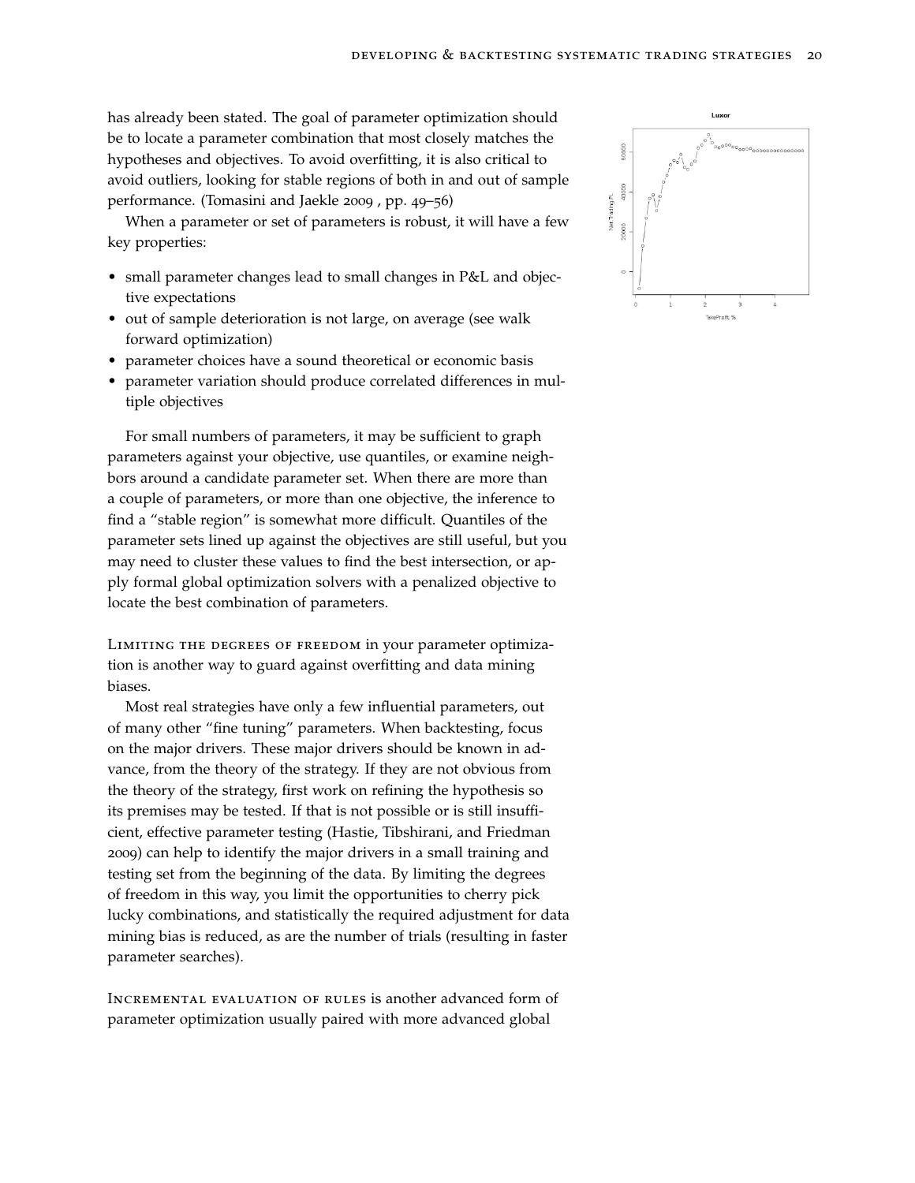has already been stated. The goal of parameter optimization should be to locate a parameter combination that most closely matches the hypotheses and objectives. To avoid overfitting, it is also critical to avoid outliers, looking for stable regions of both in and out of sample performance. (Tomasini and Jaekle 2009 , pp. 49–56)

When a parameter or set of parameters is robust, it will have a few key properties:

- small parameter changes lead to small changes in P&L and objective expectations
- out of sample deterioration is not large, on average (see walk forward optimization)
- parameter choices have a sound theoretical or economic basis
- parameter variation should produce correlated differences in multiple objectives

For small numbers of parameters, it may be sufficient to graph parameters against your objective, use quantiles, or examine neighbors around a candidate parameter set. When there are more than a couple of parameters, or more than one objective, the inference to find a "stable region" is somewhat more difficult. Quantiles of the parameter sets lined up against the objectives are still useful, but you may need to cluster these values to find the best intersection, or apply formal global optimization solvers with a penalized objective to locate the best combination of parameters.

Limiting the degrees of freedom in your parameter optimization is another way to guard against overfitting and data mining biases.

Most real strategies have only a few influential parameters, out of many other "fine tuning" parameters. When backtesting, focus on the major drivers. These major drivers should be known in advance, from the theory of the strategy. If they are not obvious from the theory of the strategy, first work on refining the hypothesis so its premises may be tested. If that is not possible or is still insufficient, effective parameter testing (Hastie, Tibshirani, and Friedman 2009) can help to identify the major drivers in a small training and testing set from the beginning of the data. By limiting the degrees of freedom in this way, you limit the opportunities to cherry pick lucky combinations, and statistically the required adjustment for data mining bias is reduced, as are the number of trials (resulting in faster parameter searches).

Incremental evaluation of rules is another advanced form of parameter optimization usually paired with more advanced global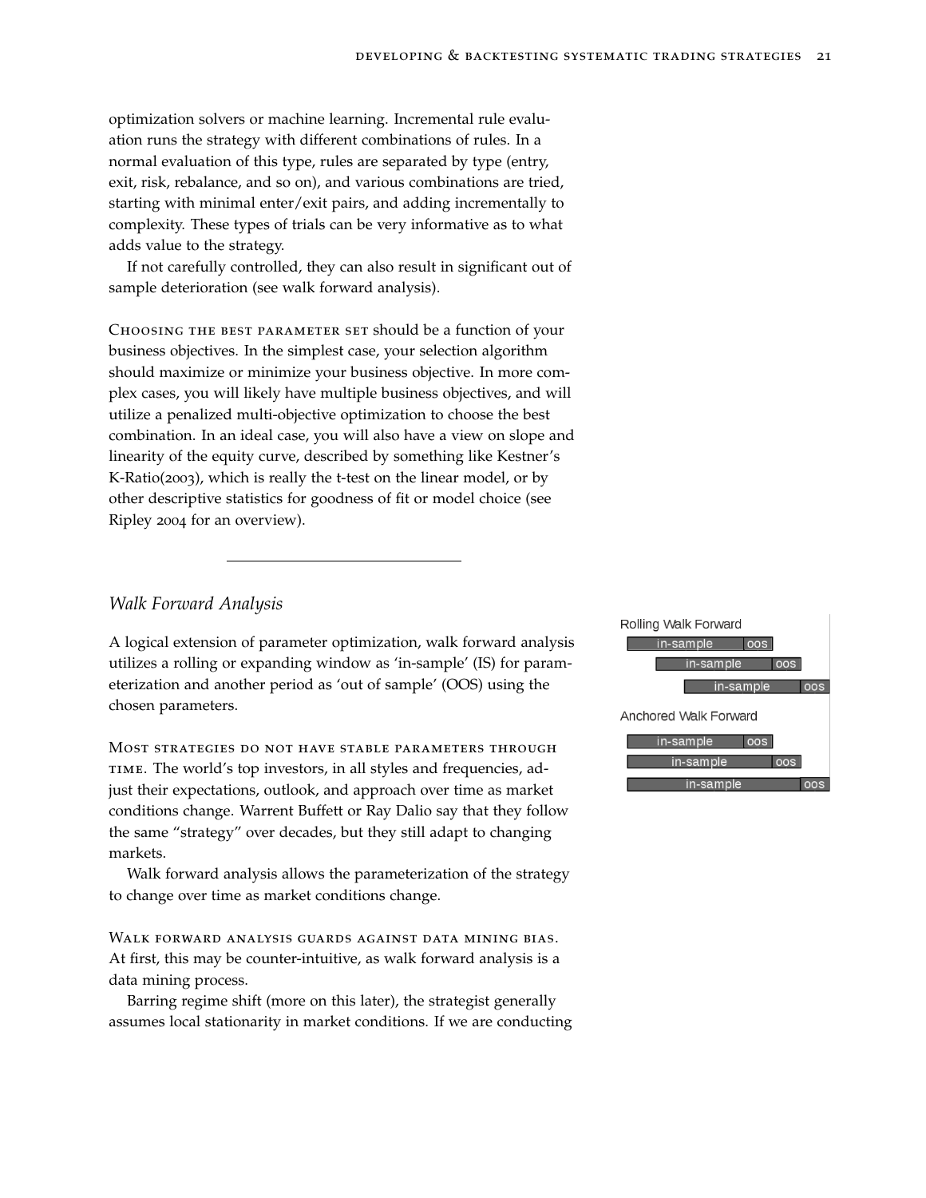optimization solvers or machine learning. Incremental rule evaluation runs the strategy with different combinations of rules. In a normal evaluation of this type, rules are separated by type (entry, exit, risk, rebalance, and so on), and various combinations are tried, starting with minimal enter/exit pairs, and adding incrementally to complexity. These types of trials can be very informative as to what adds value to the strategy.

If not carefully controlled, they can also result in significant out of sample deterioration (see walk forward analysis).

Choosing the best parameter set should be a function of your business objectives. In the simplest case, your selection algorithm should maximize or minimize your business objective. In more complex cases, you will likely have multiple business objectives, and will utilize a penalized multi-objective optimization to choose the best combination. In an ideal case, you will also have a view on slope and linearity of the equity curve, described by something like Kestner's K-Ratio(2003), which is really the t-test on the linear model, or by other descriptive statistics for goodness of fit or model choice (see Ripley 2004 for an overview).

---

## *Walk Forward Analysis*

A logical extension of parameter optimization, walk forward analysis utilizes a rolling or expanding window as 'in-sample' (IS) for parameterization and another period as 'out of sample' (OOS) using the chosen parameters.

Rolling Walk Forward

| in-sample | oos |
|---|---|
| in-sample | oos |
| in-sample | oos |

Anchored Walk Forward

| in-sample | oos |
|---|---|
| in-sample | oos |
| in-sample | oos |

Most strategies do not have stable parameters through time. The world's top investors, in all styles and frequencies, adjust their expectations, outlook, and approach over time as market conditions change. Warrent Buffett or Ray Dalio say that they follow the same "strategy" over decades, but they still adapt to changing markets.

Walk forward analysis allows the parameterization of the strategy to change over time as market conditions change.

Walk forward analysis guards against data mining bias. At first, this may be counter-intuitive, as walk forward analysis is a data mining process.

Barring regime shift (more on this later), the strategist generally assumes local stationarity in market conditions. If we are conducting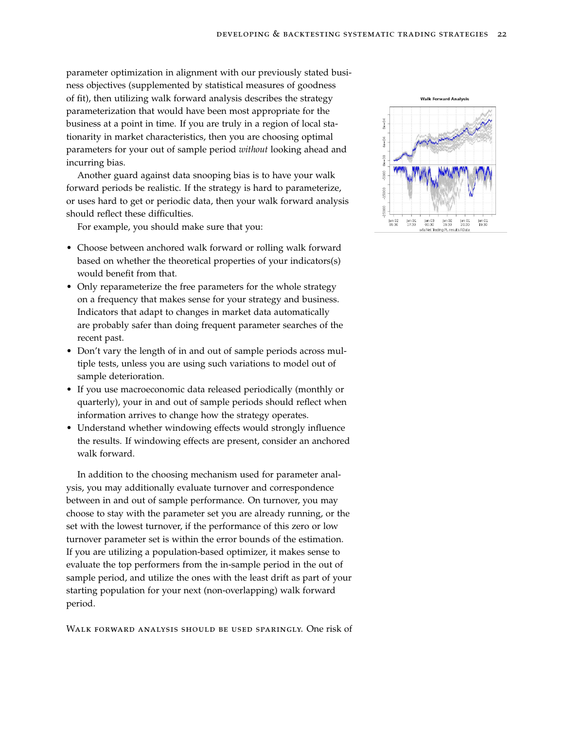parameter optimization in alignment with our previously stated business objectives (supplemented by statistical measures of goodness of fit), then utilizing walk forward analysis describes the strategy parameterization that would have been most appropriate for the business at a point in time. If you are truly in a region of local stationarity in market characteristics, then you are choosing optimal parameters for your out of sample period *without* looking ahead and incurring bias.

Another guard against data snooping bias is to have your walk forward periods be realistic. If the strategy is hard to parameterize, or uses hard to get or periodic data, then your walk forward analysis should reflect these difficulties.

For example, you should make sure that you:

- Choose between anchored walk forward or rolling walk forward based on whether the theoretical properties of your indicators(s) would benefit from that.
- Only reparameterize the free parameters for the whole strategy on a frequency that makes sense for your strategy and business. Indicators that adapt to changes in market data automatically are probably safer than doing frequent parameter searches of the recent past.
- Don't vary the length of in and out of sample periods across multiple tests, unless you are using such variations to model out of sample deterioration.
- If you use macroeconomic data released periodically (monthly or quarterly), your in and out of sample periods should reflect when information arrives to change how the strategy operates.
- Understand whether windowing effects would strongly influence the results. If windowing effects are present, consider an anchored walk forward.

In addition to the choosing mechanism used for parameter analysis, you may additionally evaluate turnover and correspondence between in and out of sample performance. On turnover, you may choose to stay with the parameter set you are already running, or the set with the lowest turnover, if the performance of this zero or low turnover parameter set is within the error bounds of the estimation. If you are utilizing a population-based optimizer, it makes sense to evaluate the top performers from the in-sample period in the out of sample period, and utilize the ones with the least drift as part of your starting population for your next (non-overlapping) walk forward period.

Walk forward analysis should be used sparingly. One risk of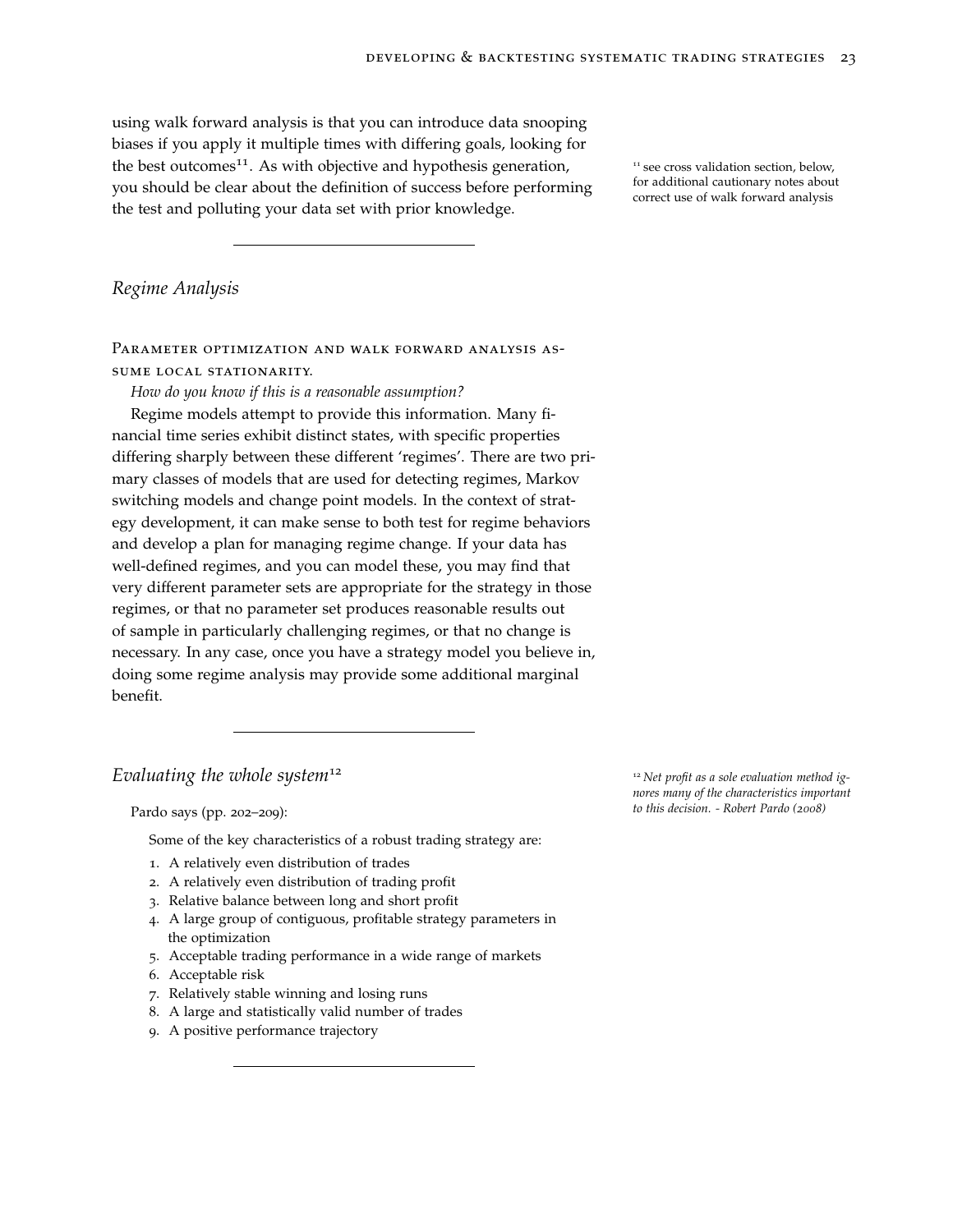using walk forward analysis is that you can introduce data snooping biases if you apply it multiple times with differing goals, looking for the best outcomes[11]. As with objective and hypothesis generation, you should be clear about the definition of success before performing the test and polluting your data set with prior knowledge.

[11] see cross validation section, below, for additional cautionary notes about correct use of walk forward analysis

---

## *Regime Analysis*

Parameter optimization and walk forward analysis assume local stationarity.

*How do you know if this is a reasonable assumption?*

Regime models attempt to provide this information. Many financial time series exhibit distinct states, with specific properties differing sharply between these different 'regimes'. There are two primary classes of models that are used for detecting regimes, Markov switching models and change point models. In the context of strategy development, it can make sense to both test for regime behaviors and develop a plan for managing regime change. If your data has well-defined regimes, and you can model these, you may find that very different parameter sets are appropriate for the strategy in those regimes, or that no parameter set produces reasonable results out of sample in particularly challenging regimes, or that no change is necessary. In any case, once you have a strategy model you believe in, doing some regime analysis may provide some additional marginal benefit.

---

## *Evaluating the whole system*[12]

[12] *Net profit as a sole evaluation method ignores many of the characteristics important to this decision. - Robert Pardo (2008)*

Pardo says (pp. 202–209):

> Some of the key characteristics of a robust trading strategy are:
>
> 1. A relatively even distribution of trades
> 2. A relatively even distribution of trading profit
> 3. Relative balance between long and short profit
> 4. A large group of contiguous, profitable strategy parameters in the optimization
> 5. Acceptable trading performance in a wide range of markets
> 6. Acceptable risk
> 7. Relatively stable winning and losing runs
> 8. A large and statistically valid number of trades
> 9. A positive performance trajectory

---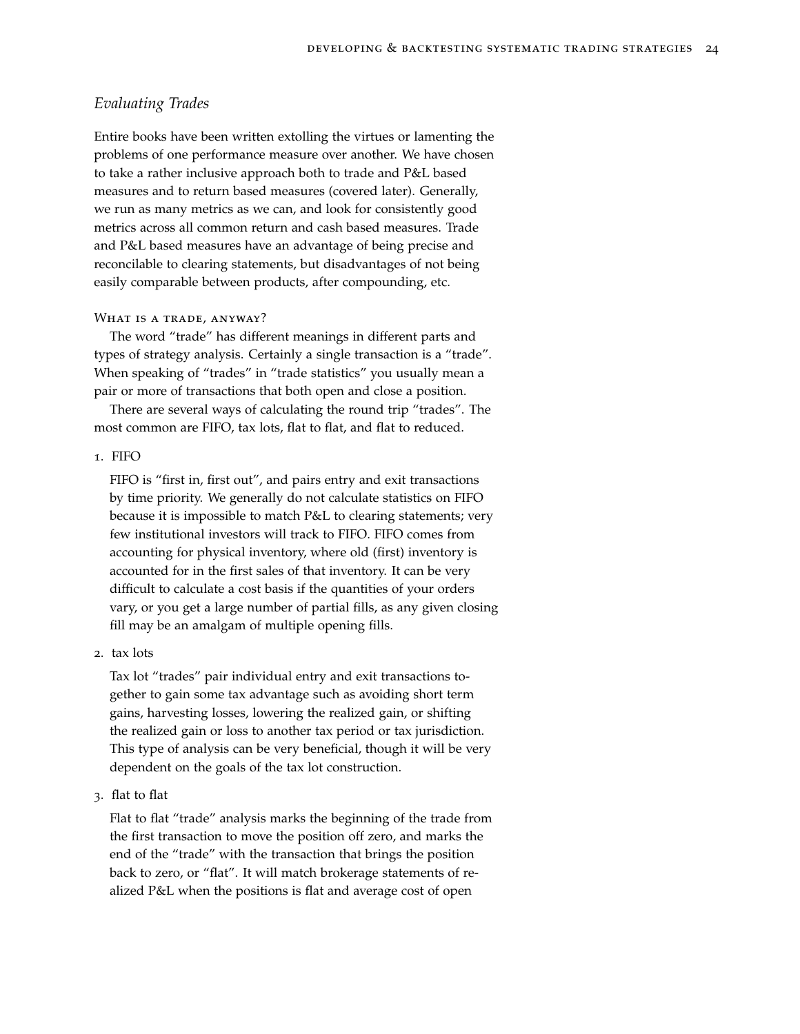## *Evaluating Trades*

Entire books have been written extolling the virtues or lamenting the problems of one performance measure over another. We have chosen to take a rather inclusive approach both to trade and P&L based measures and to return based measures (covered later). Generally, we run as many metrics as we can, and look for consistently good metrics across all common return and cash based measures. Trade and P&L based measures have an advantage of being precise and reconcilable to clearing statements, but disadvantages of not being easily comparable between products, after compounding, etc.

### What is a trade, anyway?

The word "trade" has different meanings in different parts and types of strategy analysis. Certainly a single transaction is a "trade". When speaking of "trades" in "trade statistics" you usually mean a pair or more of transactions that both open and close a position.

There are several ways of calculating the round trip "trades". The most common are FIFO, tax lots, flat to flat, and flat to reduced.

1. FIFO

   FIFO is "first in, first out", and pairs entry and exit transactions by time priority. We generally do not calculate statistics on FIFO because it is impossible to match P&L to clearing statements; very few institutional investors will track to FIFO. FIFO comes from accounting for physical inventory, where old (first) inventory is accounted for in the first sales of that inventory. It can be very difficult to calculate a cost basis if the quantities of your orders vary, or you get a large number of partial fills, as any given closing fill may be an amalgam of multiple opening fills.

2. tax lots

   Tax lot "trades" pair individual entry and exit transactions together to gain some tax advantage such as avoiding short term gains, harvesting losses, lowering the realized gain, or shifting the realized gain or loss to another tax period or tax jurisdiction. This type of analysis can be very beneficial, though it will be very dependent on the goals of the tax lot construction.

3. flat to flat

   Flat to flat "trade" analysis marks the beginning of the trade from the first transaction to move the position off zero, and marks the end of the "trade" with the transaction that brings the position back to zero, or "flat". It will match brokerage statements of realized P&L when the positions is flat and average cost of open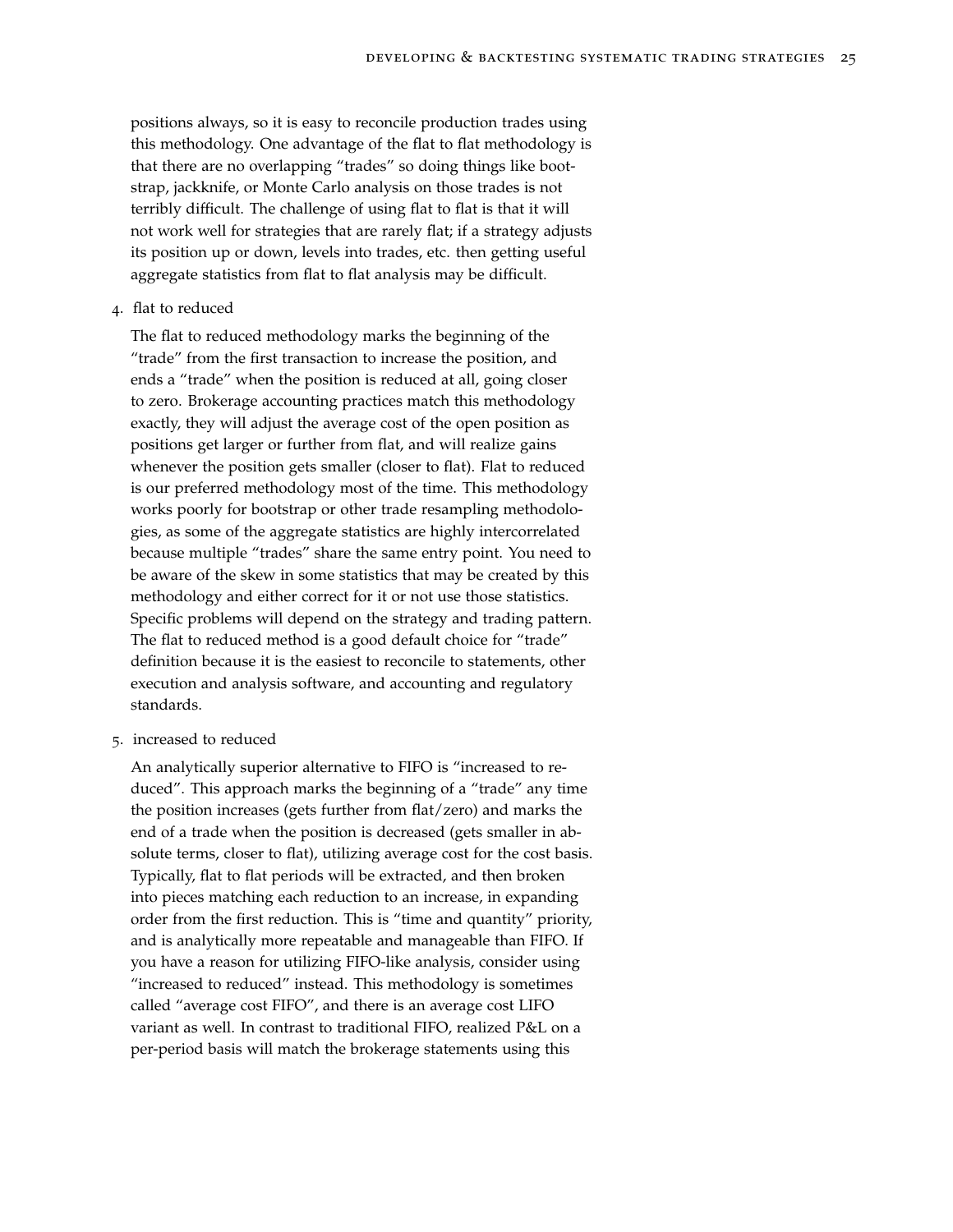positions always, so it is easy to reconcile production trades using this methodology. One advantage of the flat to flat methodology is that there are no overlapping "trades" so doing things like bootstrap, jackknife, or Monte Carlo analysis on those trades is not terribly difficult. The challenge of using flat to flat is that it will not work well for strategies that are rarely flat; if a strategy adjusts its position up or down, levels into trades, etc. then getting useful aggregate statistics from flat to flat analysis may be difficult.

4. flat to reduced

   The flat to reduced methodology marks the beginning of the "trade" from the first transaction to increase the position, and ends a "trade" when the position is reduced at all, going closer to zero. Brokerage accounting practices match this methodology exactly, they will adjust the average cost of the open position as positions get larger or further from flat, and will realize gains whenever the position gets smaller (closer to flat). Flat to reduced is our preferred methodology most of the time. This methodology works poorly for bootstrap or other trade resampling methodologies, as some of the aggregate statistics are highly intercorrelated because multiple "trades" share the same entry point. You need to be aware of the skew in some statistics that may be created by this methodology and either correct for it or not use those statistics. Specific problems will depend on the strategy and trading pattern. The flat to reduced method is a good default choice for "trade" definition because it is the easiest to reconcile to statements, other execution and analysis software, and accounting and regulatory standards.

5. increased to reduced

   An analytically superior alternative to FIFO is "increased to reduced". This approach marks the beginning of a "trade" any time the position increases (gets further from flat/zero) and marks the end of a trade when the position is decreased (gets smaller in absolute terms, closer to flat), utilizing average cost for the cost basis. Typically, flat to flat periods will be extracted, and then broken into pieces matching each reduction to an increase, in expanding order from the first reduction. This is "time and quantity" priority, and is analytically more repeatable and manageable than FIFO. If you have a reason for utilizing FIFO-like analysis, consider using "increased to reduced" instead. This methodology is sometimes called "average cost FIFO", and there is an average cost LIFO variant as well. In contrast to traditional FIFO, realized P&L on a per-period basis will match the brokerage statements using this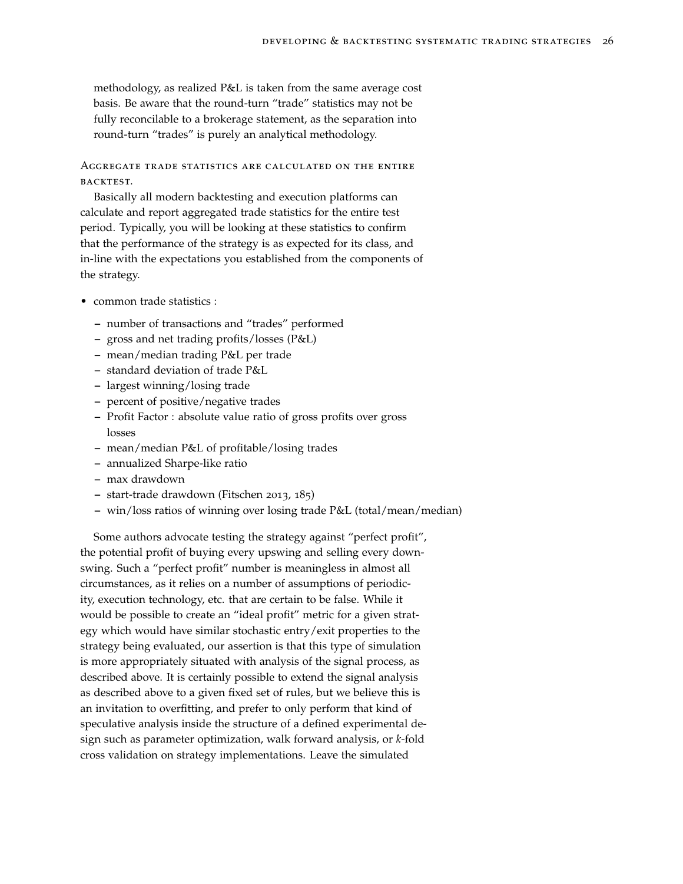methodology, as realized P&L is taken from the same average cost basis. Be aware that the round-turn "trade" statistics may not be fully reconcilable to a brokerage statement, as the separation into round-turn "trades" is purely an analytical methodology.

Aggregate trade statistics are calculated on the entire backtest.

Basically all modern backtesting and execution platforms can calculate and report aggregated trade statistics for the entire test period. Typically, you will be looking at these statistics to confirm that the performance of the strategy is as expected for its class, and in-line with the expectations you established from the components of the strategy.

- common trade statistics :
  - number of transactions and "trades" performed
  - gross and net trading profits/losses (P&L)
  - mean/median trading P&L per trade
  - standard deviation of trade P&L
  - largest winning/losing trade
  - percent of positive/negative trades
  - Profit Factor : absolute value ratio of gross profits over gross losses
  - mean/median P&L of profitable/losing trades
  - annualized Sharpe-like ratio
  - max drawdown
  - start-trade drawdown (Fitschen 2013, 185)
  - win/loss ratios of winning over losing trade P&L (total/mean/median)

Some authors advocate testing the strategy against "perfect profit", the potential profit of buying every upswing and selling every downswing. Such a "perfect profit" number is meaningless in almost all circumstances, as it relies on a number of assumptions of periodicity, execution technology, etc. that are certain to be false. While it would be possible to create an "ideal profit" metric for a given strategy which would have similar stochastic entry/exit properties to the strategy being evaluated, our assertion is that this type of simulation is more appropriately situated with analysis of the signal process, as described above. It is certainly possible to extend the signal analysis as described above to a given fixed set of rules, but we believe this is an invitation to overfitting, and prefer to only perform that kind of speculative analysis inside the structure of a defined experimental design such as parameter optimization, walk forward analysis, or *k*-fold cross validation on strategy implementations. Leave the simulated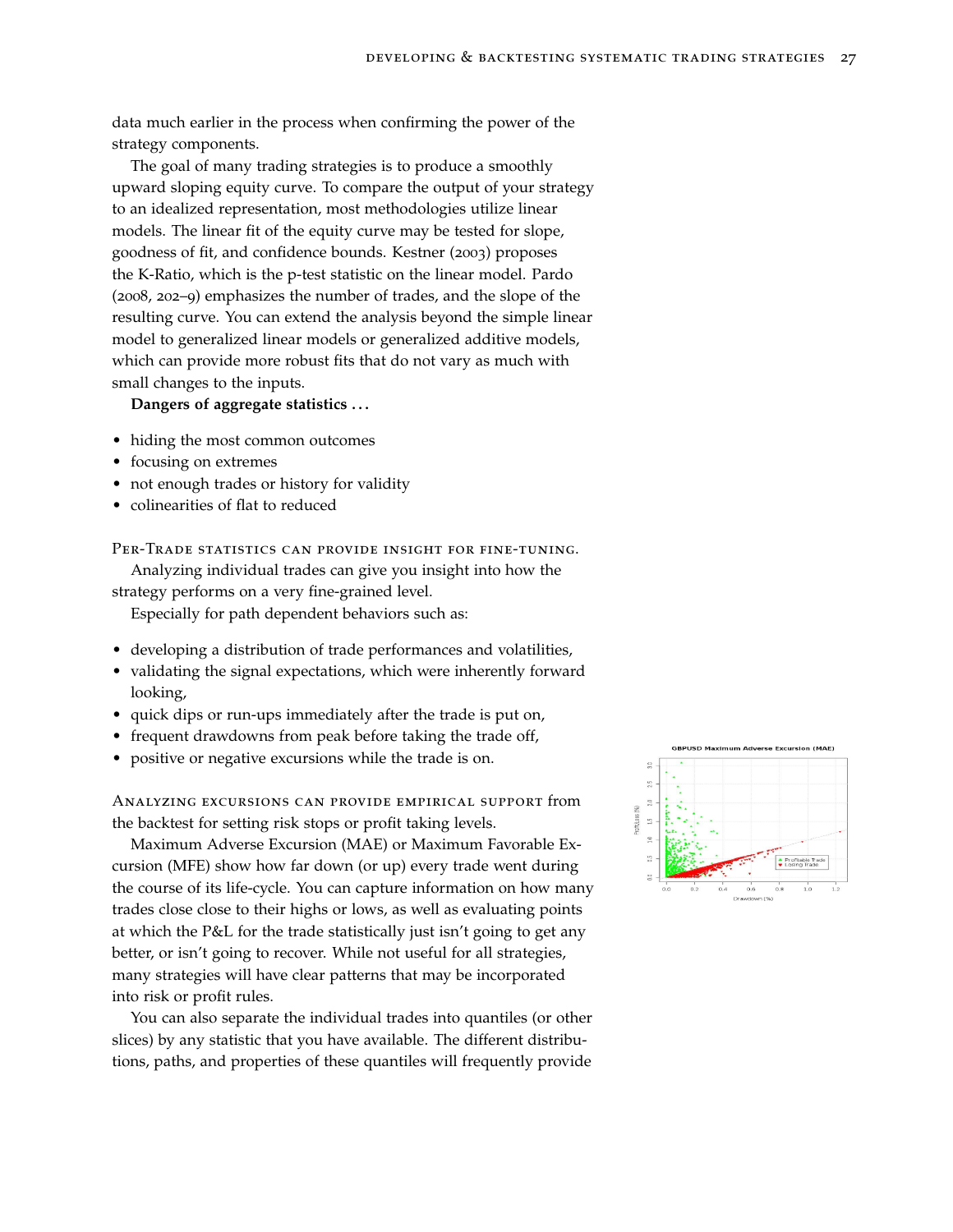data much earlier in the process when confirming the power of the strategy components.

The goal of many trading strategies is to produce a smoothly upward sloping equity curve. To compare the output of your strategy to an idealized representation, most methodologies utilize linear models. The linear fit of the equity curve may be tested for slope, goodness of fit, and confidence bounds. Kestner (2003) proposes the K-Ratio, which is the p-test statistic on the linear model. Pardo (2008, 202–9) emphasizes the number of trades, and the slope of the resulting curve. You can extend the analysis beyond the simple linear model to generalized linear models or generalized additive models, which can provide more robust fits that do not vary as much with small changes to the inputs.

**Dangers of aggregate statistics ...**

- hiding the most common outcomes
- focusing on extremes
- not enough trades or history for validity
- colinearities of flat to reduced

Per-Trade statistics can provide insight for fine-tuning. Analyzing individual trades can give you insight into how the strategy performs on a very fine-grained level.

Especially for path dependent behaviors such as:

- developing a distribution of trade performances and volatilities,
- validating the signal expectations, which were inherently forward looking,
- quick dips or run-ups immediately after the trade is put on,
- frequent drawdowns from peak before taking the trade off,
- positive or negative excursions while the trade is on.

Analyzing excursions can provide empirical support from the backtest for setting risk stops or profit taking levels.

Maximum Adverse Excursion (MAE) or Maximum Favorable Excursion (MFE) show how far down (or up) every trade went during the course of its life-cycle. You can capture information on how many trades close close to their highs or lows, as well as evaluating points at which the P&L for the trade statistically just isn't going to get any better, or isn't going to recover. While not useful for all strategies, many strategies will have clear patterns that may be incorporated into risk or profit rules.

You can also separate the individual trades into quantiles (or other slices) by any statistic that you have available. The different distributions, paths, and properties of these quantiles will frequently provide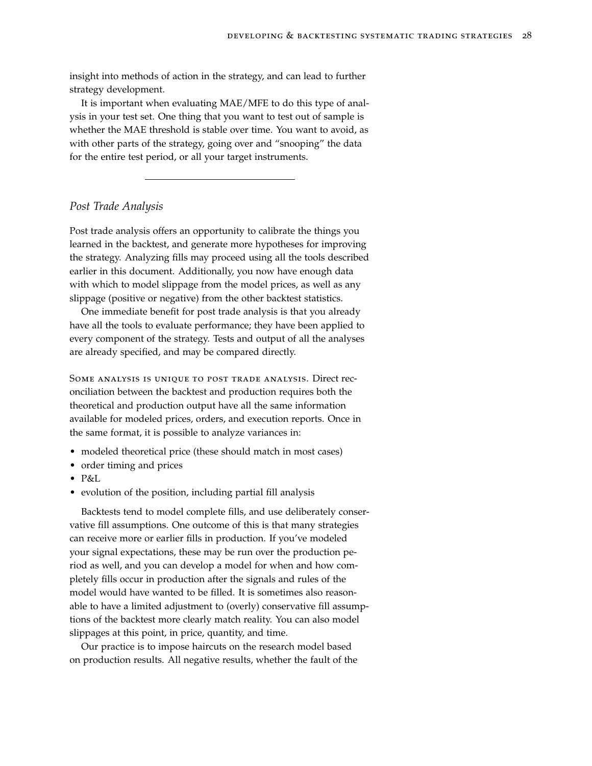insight into methods of action in the strategy, and can lead to further strategy development.

It is important when evaluating MAE/MFE to do this type of analysis in your test set. One thing that you want to test out of sample is whether the MAE threshold is stable over time. You want to avoid, as with other parts of the strategy, going over and "snooping" the data for the entire test period, or all your target instruments.

---

## *Post Trade Analysis*

Post trade analysis offers an opportunity to calibrate the things you learned in the backtest, and generate more hypotheses for improving the strategy. Analyzing fills may proceed using all the tools described earlier in this document. Additionally, you now have enough data with which to model slippage from the model prices, as well as any slippage (positive or negative) from the other backtest statistics.

One immediate benefit for post trade analysis is that you already have all the tools to evaluate performance; they have been applied to every component of the strategy. Tests and output of all the analyses are already specified, and may be compared directly.

SOME ANALYSIS IS UNIQUE TO POST TRADE ANALYSIS. Direct reconciliation between the backtest and production requires both the theoretical and production output have all the same information available for modeled prices, orders, and execution reports. Once in the same format, it is possible to analyze variances in:

- modeled theoretical price (these should match in most cases)
- order timing and prices
- P&L
- evolution of the position, including partial fill analysis

Backtests tend to model complete fills, and use deliberately conservative fill assumptions. One outcome of this is that many strategies can receive more or earlier fills in production. If you've modeled your signal expectations, these may be run over the production period as well, and you can develop a model for when and how completely fills occur in production after the signals and rules of the model would have wanted to be filled. It is sometimes also reasonable to have a limited adjustment to (overly) conservative fill assumptions of the backtest more clearly match reality. You can also model slippages at this point, in price, quantity, and time.

Our practice is to impose haircuts on the research model based on production results. All negative results, whether the fault of the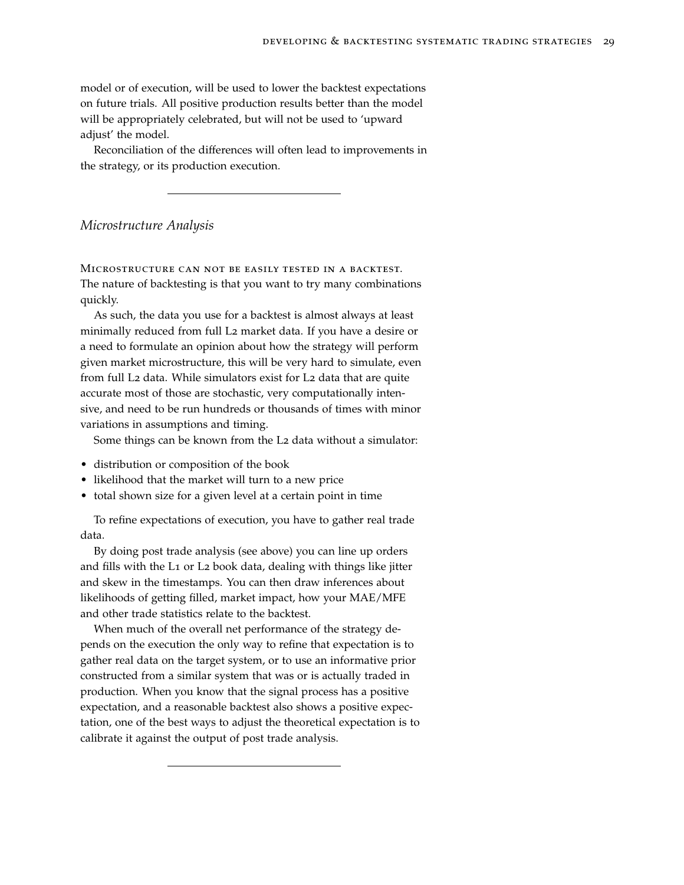model or of execution, will be used to lower the backtest expectations on future trials. All positive production results better than the model will be appropriately celebrated, but will not be used to 'upward adjust' the model.

Reconciliation of the differences will often lead to improvements in the strategy, or its production execution.

---

## *Microstructure Analysis*

Microstructure can not be easily tested in a backtest. The nature of backtesting is that you want to try many combinations quickly.

As such, the data you use for a backtest is almost always at least minimally reduced from full L2 market data. If you have a desire or a need to formulate an opinion about how the strategy will perform given market microstructure, this will be very hard to simulate, even from full L2 data. While simulators exist for L2 data that are quite accurate most of those are stochastic, very computationally intensive, and need to be run hundreds or thousands of times with minor variations in assumptions and timing.

Some things can be known from the L2 data without a simulator:

- distribution or composition of the book
- likelihood that the market will turn to a new price
- total shown size for a given level at a certain point in time

To refine expectations of execution, you have to gather real trade data.

By doing post trade analysis (see above) you can line up orders and fills with the L1 or L2 book data, dealing with things like jitter and skew in the timestamps. You can then draw inferences about likelihoods of getting filled, market impact, how your MAE/MFE and other trade statistics relate to the backtest.

When much of the overall net performance of the strategy depends on the execution the only way to refine that expectation is to gather real data on the target system, or to use an informative prior constructed from a similar system that was or is actually traded in production. When you know that the signal process has a positive expectation, and a reasonable backtest also shows a positive expectation, one of the best ways to adjust the theoretical expectation is to calibrate it against the output of post trade analysis.

---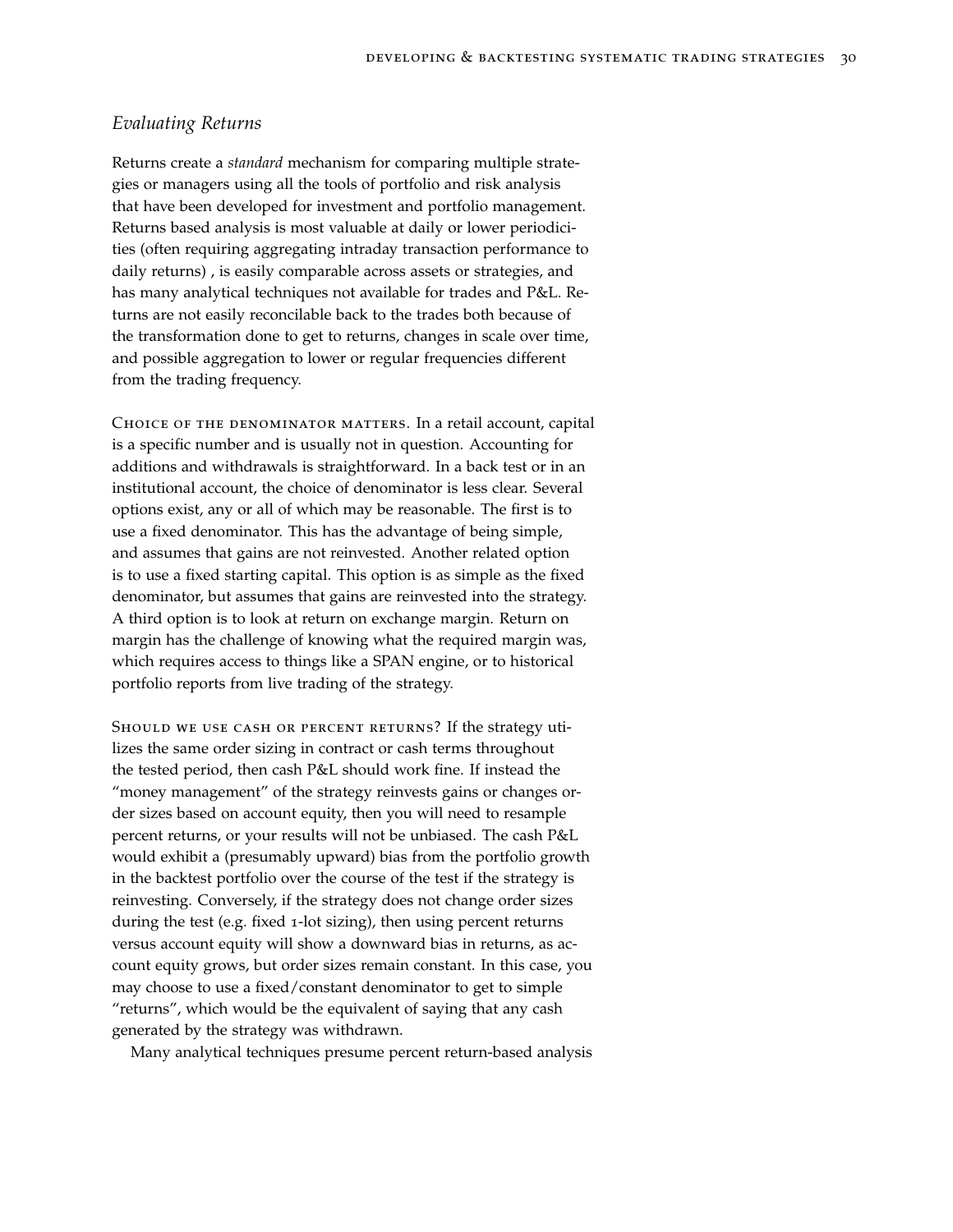## *Evaluating Returns*

Returns create a *standard* mechanism for comparing multiple strategies or managers using all the tools of portfolio and risk analysis that have been developed for investment and portfolio management. Returns based analysis is most valuable at daily or lower periodicities (often requiring aggregating intraday transaction performance to daily returns) , is easily comparable across assets or strategies, and has many analytical techniques not available for trades and P&L. Returns are not easily reconcilable back to the trades both because of the transformation done to get to returns, changes in scale over time, and possible aggregation to lower or regular frequencies different from the trading frequency.

Choice of the denominator matters. In a retail account, capital is a specific number and is usually not in question. Accounting for additions and withdrawals is straightforward. In a back test or in an institutional account, the choice of denominator is less clear. Several options exist, any or all of which may be reasonable. The first is to use a fixed denominator. This has the advantage of being simple, and assumes that gains are not reinvested. Another related option is to use a fixed starting capital. This option is as simple as the fixed denominator, but assumes that gains are reinvested into the strategy. A third option is to look at return on exchange margin. Return on margin has the challenge of knowing what the required margin was, which requires access to things like a SPAN engine, or to historical portfolio reports from live trading of the strategy.

Should we use cash or percent returns? If the strategy utilizes the same order sizing in contract or cash terms throughout the tested period, then cash P&L should work fine. If instead the "money management" of the strategy reinvests gains or changes order sizes based on account equity, then you will need to resample percent returns, or your results will not be unbiased. The cash P&L would exhibit a (presumably upward) bias from the portfolio growth in the backtest portfolio over the course of the test if the strategy is reinvesting. Conversely, if the strategy does not change order sizes during the test (e.g. fixed 1-lot sizing), then using percent returns versus account equity will show a downward bias in returns, as account equity grows, but order sizes remain constant. In this case, you may choose to use a fixed/constant denominator to get to simple "returns", which would be the equivalent of saying that any cash generated by the strategy was withdrawn.

Many analytical techniques presume percent return-based analysis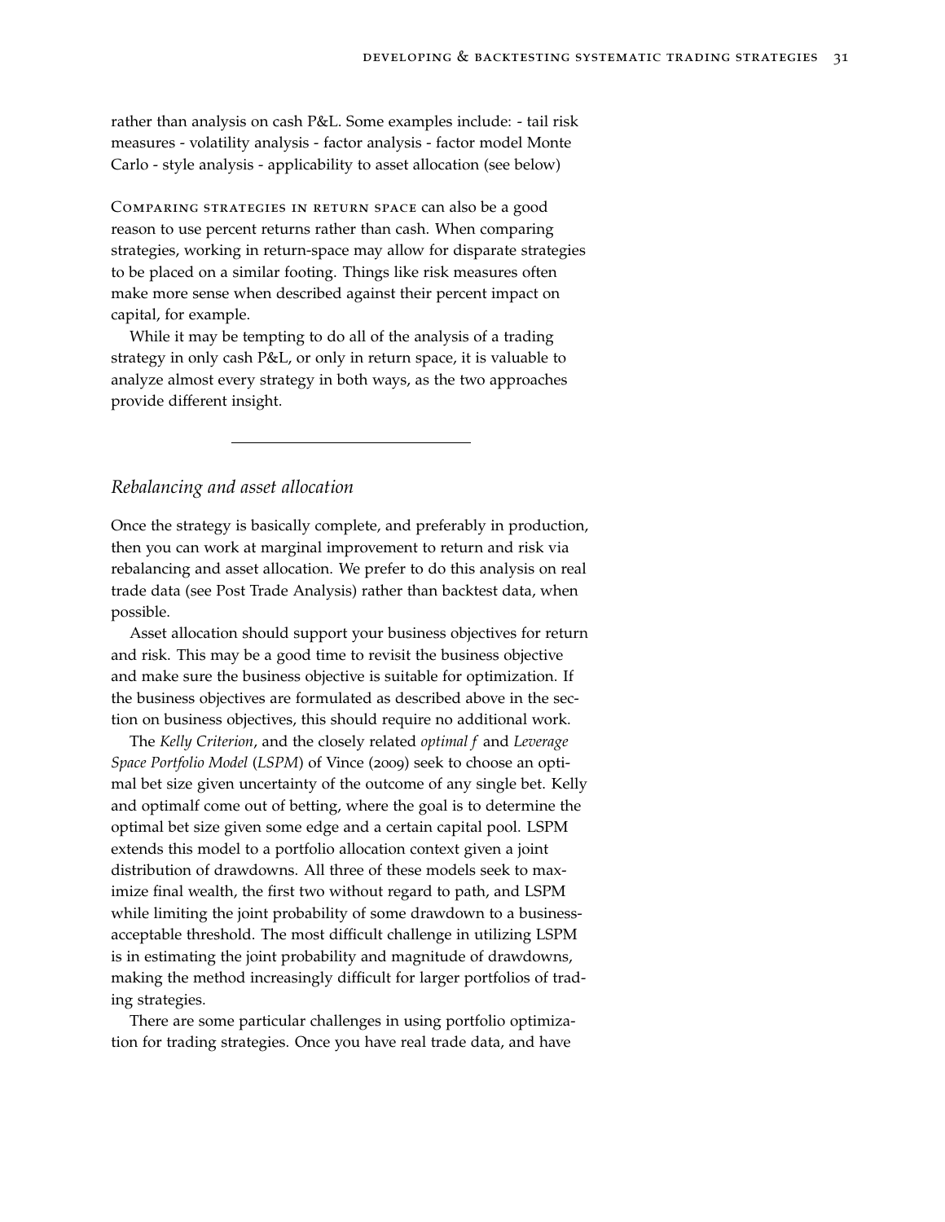rather than analysis on cash P&L. Some examples include: - tail risk measures - volatility analysis - factor analysis - factor model Monte Carlo - style analysis - applicability to asset allocation (see below)

Comparing strategies in return space can also be a good reason to use percent returns rather than cash. When comparing strategies, working in return-space may allow for disparate strategies to be placed on a similar footing. Things like risk measures often make more sense when described against their percent impact on capital, for example.

While it may be tempting to do all of the analysis of a trading strategy in only cash P&L, or only in return space, it is valuable to analyze almost every strategy in both ways, as the two approaches provide different insight.

---

### *Rebalancing and asset allocation*

Once the strategy is basically complete, and preferably in production, then you can work at marginal improvement to return and risk via rebalancing and asset allocation. We prefer to do this analysis on real trade data (see Post Trade Analysis) rather than backtest data, when possible.

Asset allocation should support your business objectives for return and risk. This may be a good time to revisit the business objective and make sure the business objective is suitable for optimization. If the business objectives are formulated as described above in the section on business objectives, this should require no additional work.

The *Kelly Criterion*, and the closely related *optimal f* and *Leverage Space Portfolio Model* (*LSPM*) of Vince (2009) seek to choose an optimal bet size given uncertainty of the outcome of any single bet. Kelly and optimalf come out of betting, where the goal is to determine the optimal bet size given some edge and a certain capital pool. LSPM extends this model to a portfolio allocation context given a joint distribution of drawdowns. All three of these models seek to maximize final wealth, the first two without regard to path, and LSPM while limiting the joint probability of some drawdown to a business-acceptable threshold. The most difficult challenge in utilizing LSPM is in estimating the joint probability and magnitude of drawdowns, making the method increasingly difficult for larger portfolios of trading strategies.

There are some particular challenges in using portfolio optimization for trading strategies. Once you have real trade data, and have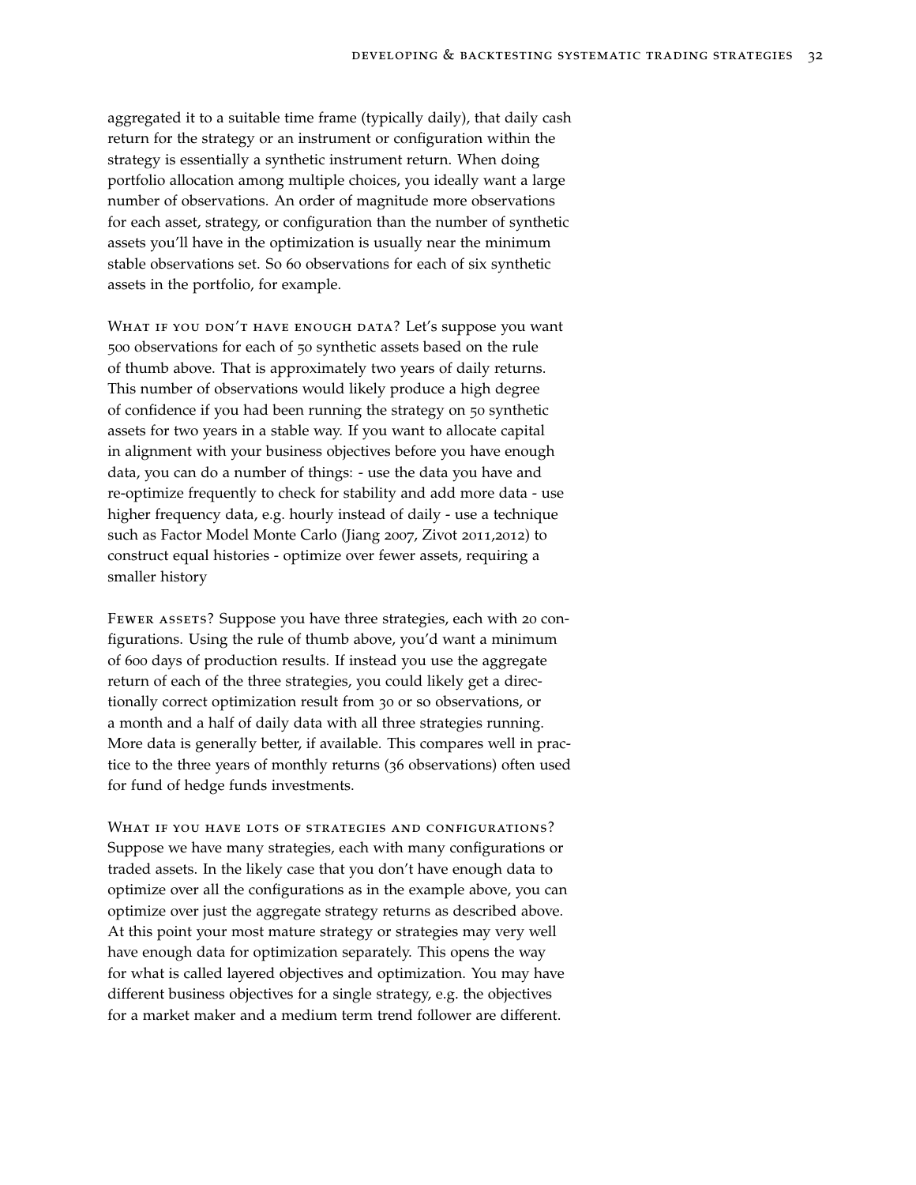aggregated it to a suitable time frame (typically daily), that daily cash return for the strategy or an instrument or configuration within the strategy is essentially a synthetic instrument return. When doing portfolio allocation among multiple choices, you ideally want a large number of observations. An order of magnitude more observations for each asset, strategy, or configuration than the number of synthetic assets you'll have in the optimization is usually near the minimum stable observations set. So 60 observations for each of six synthetic assets in the portfolio, for example.

What if you don't have enough data? Let's suppose you want 500 observations for each of 50 synthetic assets based on the rule of thumb above. That is approximately two years of daily returns. This number of observations would likely produce a high degree of confidence if you had been running the strategy on 50 synthetic assets for two years in a stable way. If you want to allocate capital in alignment with your business objectives before you have enough data, you can do a number of things: - use the data you have and re-optimize frequently to check for stability and add more data - use higher frequency data, e.g. hourly instead of daily - use a technique such as Factor Model Monte Carlo (Jiang 2007, Zivot 2011,2012) to construct equal histories - optimize over fewer assets, requiring a smaller history

Fewer assets? Suppose you have three strategies, each with 20 configurations. Using the rule of thumb above, you'd want a minimum of 600 days of production results. If instead you use the aggregate return of each of the three strategies, you could likely get a directionally correct optimization result from 30 or so observations, or a month and a half of daily data with all three strategies running. More data is generally better, if available. This compares well in practice to the three years of monthly returns (36 observations) often used for fund of hedge funds investments.

What if you have lots of strategies and configurations? Suppose we have many strategies, each with many configurations or traded assets. In the likely case that you don't have enough data to optimize over all the configurations as in the example above, you can optimize over just the aggregate strategy returns as described above. At this point your most mature strategy or strategies may very well have enough data for optimization separately. This opens the way for what is called layered objectives and optimization. You may have different business objectives for a single strategy, e.g. the objectives for a market maker and a medium term trend follower are different.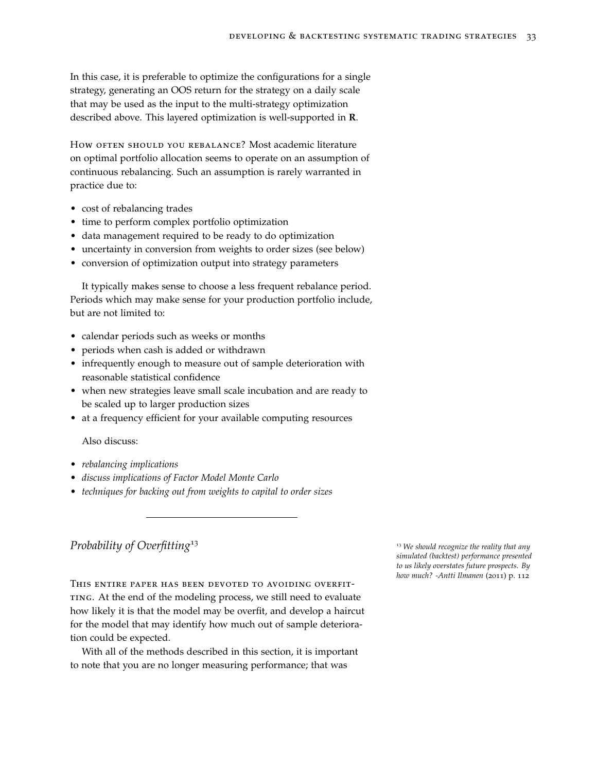In this case, it is preferable to optimize the configurations for a single strategy, generating an OOS return for the strategy on a daily scale that may be used as the input to the multi-strategy optimization described above. This layered optimization is well-supported in **R**.

How often should you rebalance? Most academic literature on optimal portfolio allocation seems to operate on an assumption of continuous rebalancing. Such an assumption is rarely warranted in practice due to:

- cost of rebalancing trades
- time to perform complex portfolio optimization
- data management required to be ready to do optimization
- uncertainty in conversion from weights to order sizes (see below)
- conversion of optimization output into strategy parameters

It typically makes sense to choose a less frequent rebalance period. Periods which may make sense for your production portfolio include, but are not limited to:

- calendar periods such as weeks or months
- periods when cash is added or withdrawn
- infrequently enough to measure out of sample deterioration with reasonable statistical confidence
- when new strategies leave small scale incubation and are ready to be scaled up to larger production sizes
- at a frequency efficient for your available computing resources

Also discuss:

- *rebalancing implications*
- *discuss implications of Factor Model Monte Carlo*
- *techniques for backing out from weights to capital to order sizes*

---

## *Probability of Overfitting*[13]

[13] *We should recognize the reality that any simulated (backtest) performance presented to us likely overstates future prospects. By how much? -Antti Ilmanen* (2011) p. 112

This entire paper has been devoted to avoiding overfitting. At the end of the modeling process, we still need to evaluate how likely it is that the model may be overfit, and develop a haircut for the model that may identify how much out of sample deterioration could be expected.

With all of the methods described in this section, it is important to note that you are no longer measuring performance; that was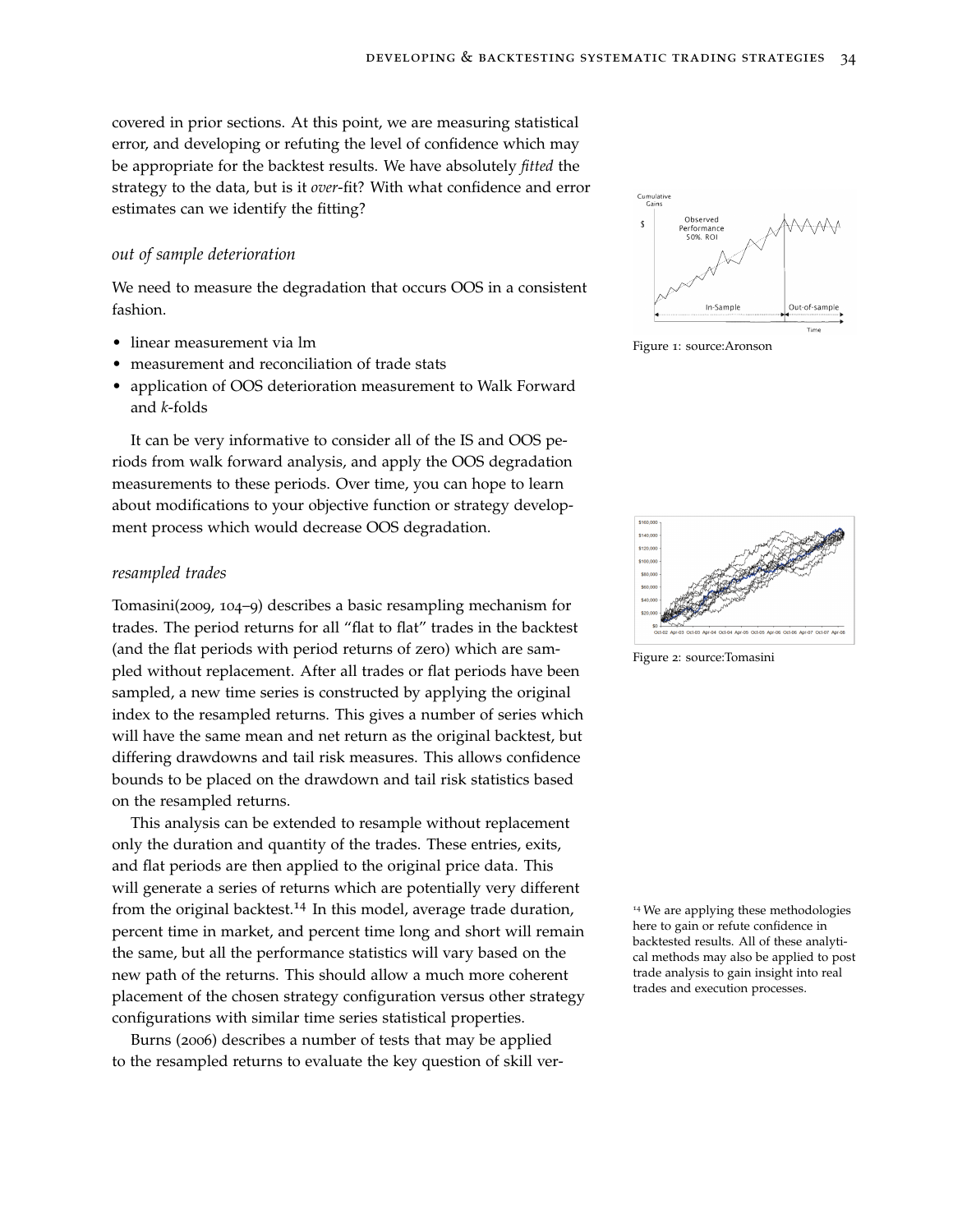covered in prior sections. At this point, we are measuring statistical error, and developing or refuting the level of confidence which may be appropriate for the backtest results. We have absolutely *fitted* the strategy to the data, but is it *over*-fit? With what confidence and error estimates can we identify the fitting?

Figure 1: source:Aronson

### *out of sample deterioration*

We need to measure the degradation that occurs OOS in a consistent fashion.

- linear measurement via lm
- measurement and reconciliation of trade stats
- application of OOS deterioration measurement to Walk Forward and *k*-folds

It can be very informative to consider all of the IS and OOS periods from walk forward analysis, and apply the OOS degradation measurements to these periods. Over time, you can hope to learn about modifications to your objective function or strategy development process which would decrease OOS degradation.

Figure 2: source:Tomasini

### *resampled trades*

Tomasini(2009, 104–9) describes a basic resampling mechanism for trades. The period returns for all "flat to flat" trades in the backtest (and the flat periods with period returns of zero) which are sampled without replacement. After all trades or flat periods have been sampled, a new time series is constructed by applying the original index to the resampled returns. This gives a number of series which will have the same mean and net return as the original backtest, but differing drawdowns and tail risk measures. This allows confidence bounds to be placed on the drawdown and tail risk statistics based on the resampled returns.

This analysis can be extended to resample without replacement only the duration and quantity of the trades. These entries, exits, and flat periods are then applied to the original price data. This will generate a series of returns which are potentially very different from the original backtest.[14] In this model, average trade duration, percent time in market, and percent time long and short will remain the same, but all the performance statistics will vary based on the new path of the returns. This should allow a much more coherent placement of the chosen strategy configuration versus other strategy configurations with similar time series statistical properties.

[14] We are applying these methodologies here to gain or refute confidence in backtested results. All of these analytical methods may also be applied to post trade analysis to gain insight into real trades and execution processes.

Burns (2006) describes a number of tests that may be applied to the resampled returns to evaluate the key question of skill ver-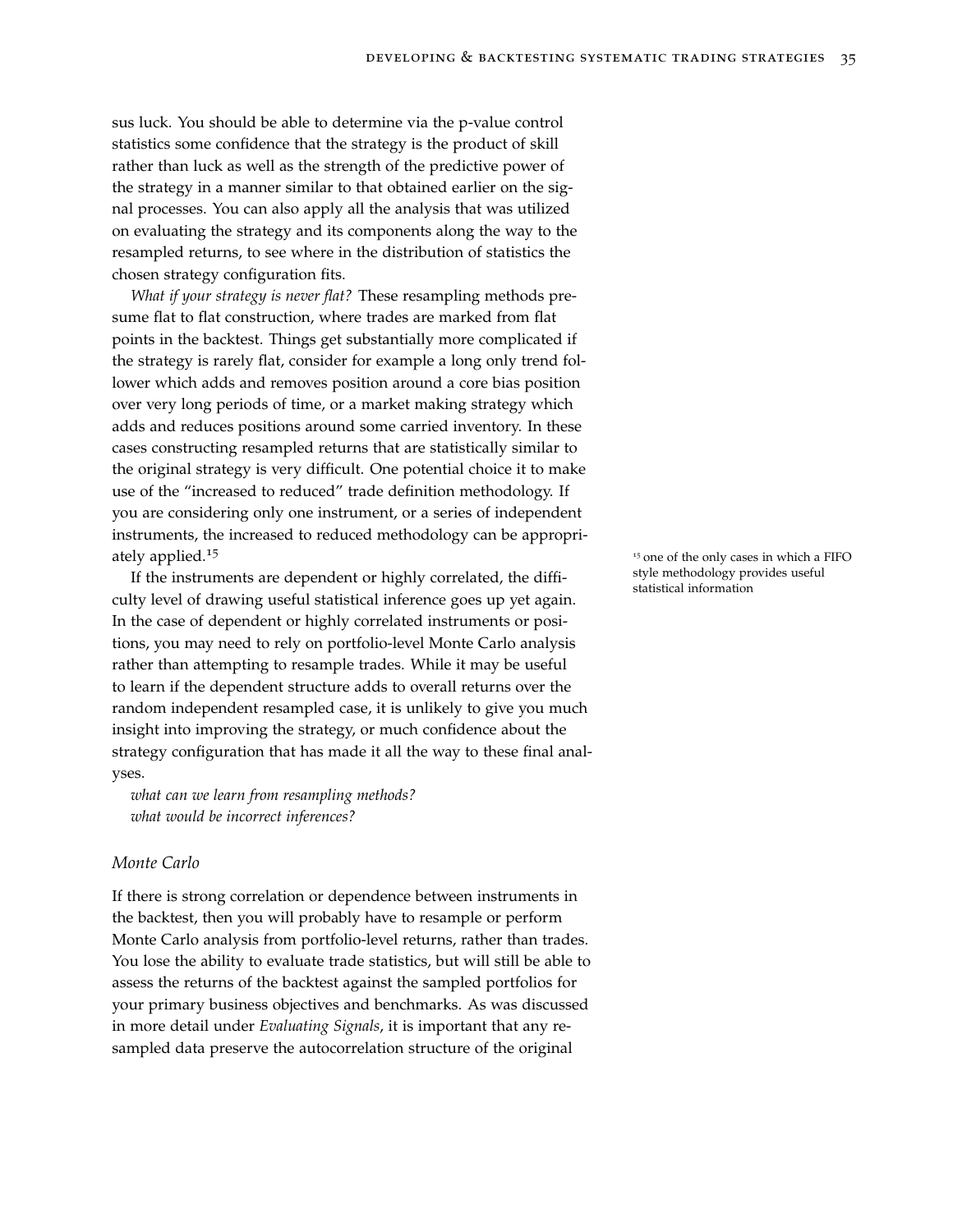sus luck. You should be able to determine via the p-value control statistics some confidence that the strategy is the product of skill rather than luck as well as the strength of the predictive power of the strategy in a manner similar to that obtained earlier on the signal processes. You can also apply all the analysis that was utilized on evaluating the strategy and its components along the way to the resampled returns, to see where in the distribution of statistics the chosen strategy configuration fits.

*What if your strategy is never flat?* These resampling methods presume flat to flat construction, where trades are marked from flat points in the backtest. Things get substantially more complicated if the strategy is rarely flat, consider for example a long only trend follower which adds and removes position around a core bias position over very long periods of time, or a market making strategy which adds and reduces positions around some carried inventory. In these cases constructing resampled returns that are statistically similar to the original strategy is very difficult. One potential choice it to make use of the "increased to reduced" trade definition methodology. If you are considering only one instrument, or a series of independent instruments, the increased to reduced methodology can be appropriately applied.[15]

[15] one of the only cases in which a FIFO style methodology provides useful statistical information

If the instruments are dependent or highly correlated, the difficulty level of drawing useful statistical inference goes up yet again. In the case of dependent or highly correlated instruments or positions, you may need to rely on portfolio-level Monte Carlo analysis rather than attempting to resample trades. While it may be useful to learn if the dependent structure adds to overall returns over the random independent resampled case, it is unlikely to give you much insight into improving the strategy, or much confidence about the strategy configuration that has made it all the way to these final analyses.

*what can we learn from resampling methods?*
*what would be incorrect inferences?*

## *Monte Carlo*

If there is strong correlation or dependence between instruments in the backtest, then you will probably have to resample or perform Monte Carlo analysis from portfolio-level returns, rather than trades. You lose the ability to evaluate trade statistics, but will still be able to assess the returns of the backtest against the sampled portfolios for your primary business objectives and benchmarks. As was discussed in more detail under *Evaluating Signals*, it is important that any resampled data preserve the autocorrelation structure of the original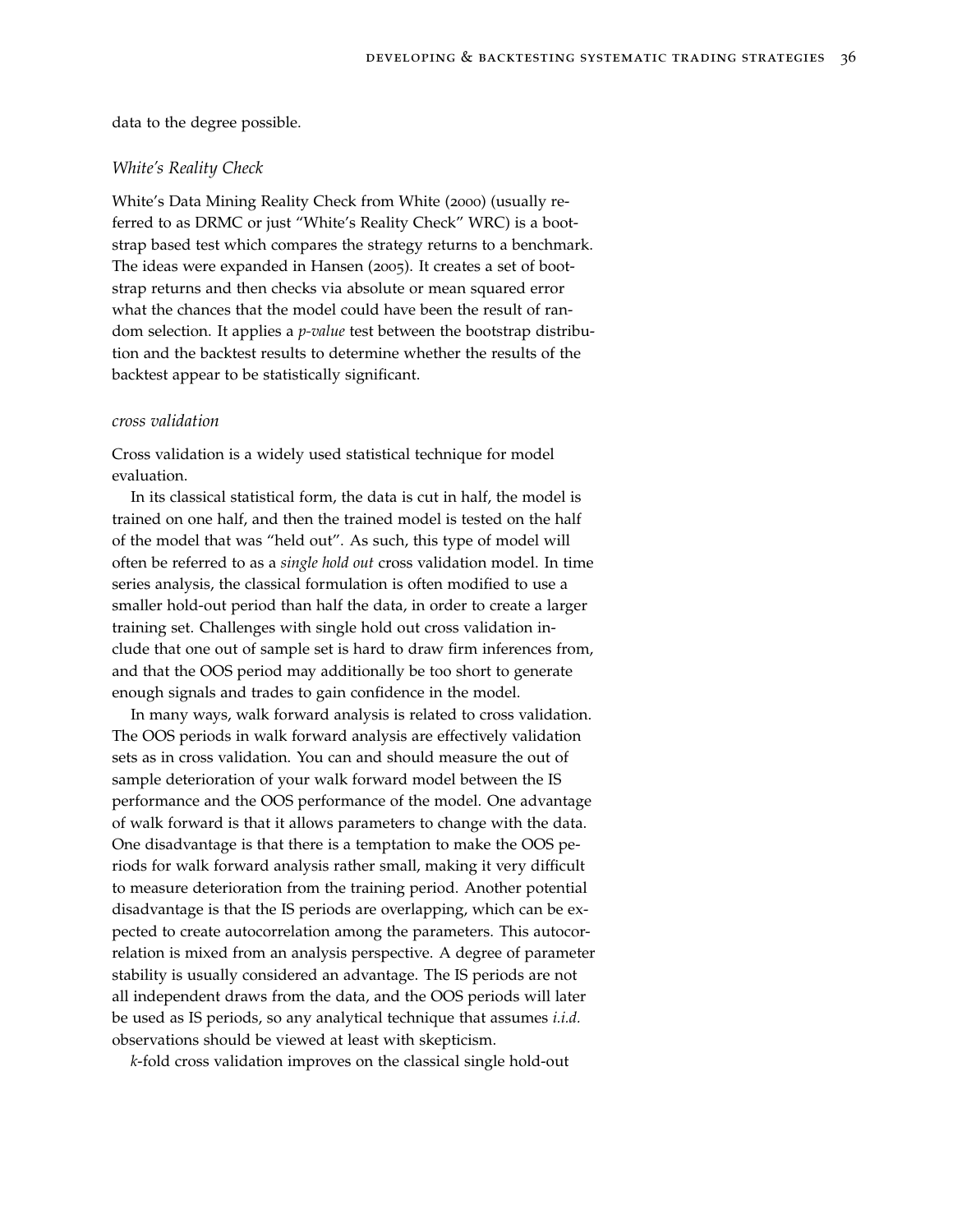data to the degree possible.

### *White's Reality Check*

White's Data Mining Reality Check from White (2000) (usually referred to as DRMC or just "White's Reality Check" WRC) is a bootstrap based test which compares the strategy returns to a benchmark. The ideas were expanded in Hansen (2005). It creates a set of bootstrap returns and then checks via absolute or mean squared error what the chances that the model could have been the result of random selection. It applies a *p-value* test between the bootstrap distribution and the backtest results to determine whether the results of the backtest appear to be statistically significant.

### *cross validation*

Cross validation is a widely used statistical technique for model evaluation.

In its classical statistical form, the data is cut in half, the model is trained on one half, and then the trained model is tested on the half of the model that was "held out". As such, this type of model will often be referred to as a *single hold out* cross validation model. In time series analysis, the classical formulation is often modified to use a smaller hold-out period than half the data, in order to create a larger training set. Challenges with single hold out cross validation include that one out of sample set is hard to draw firm inferences from, and that the OOS period may additionally be too short to generate enough signals and trades to gain confidence in the model.

In many ways, walk forward analysis is related to cross validation. The OOS periods in walk forward analysis are effectively validation sets as in cross validation. You can and should measure the out of sample deterioration of your walk forward model between the IS performance and the OOS performance of the model. One advantage of walk forward is that it allows parameters to change with the data. One disadvantage is that there is a temptation to make the OOS periods for walk forward analysis rather small, making it very difficult to measure deterioration from the training period. Another potential disadvantage is that the IS periods are overlapping, which can be expected to create autocorrelation among the parameters. This autocorrelation is mixed from an analysis perspective. A degree of parameter stability is usually considered an advantage. The IS periods are not all independent draws from the data, and the OOS periods will later be used as IS periods, so any analytical technique that assumes *i.i.d.* observations should be viewed at least with skepticism.

*k*-fold cross validation improves on the classical single hold-out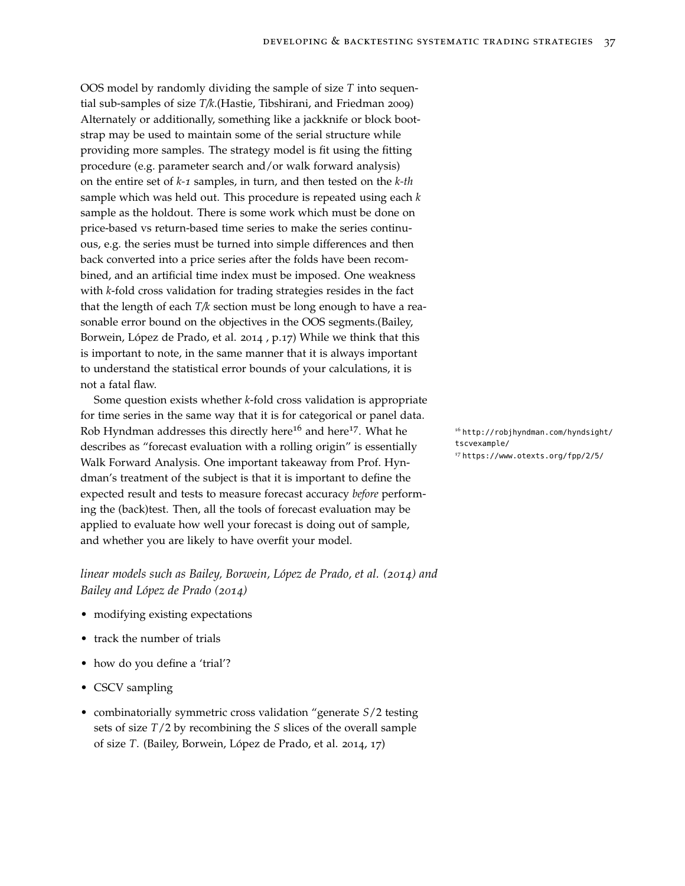OOS model by randomly dividing the sample of size $T$ into sequential sub-samples of size $T/k$.(Hastie, Tibshirani, and Friedman 2009) Alternately or additionally, something like a jackknife or block bootstrap may be used to maintain some of the serial structure while providing more samples. The strategy model is fit using the fitting procedure (e.g. parameter search and/or walk forward analysis) on the entire set of *k-1* samples, in turn, and then tested on the *k-th* sample which was held out. This procedure is repeated using each $k$ sample as the holdout. There is some work which must be done on price-based vs return-based time series to make the series continuous, e.g. the series must be turned into simple differences and then back converted into a price series after the folds have been recombined, and an artificial time index must be imposed. One weakness with *k*-fold cross validation for trading strategies resides in the fact that the length of each $T/k$ section must be long enough to have a reasonable error bound on the objectives in the OOS segments.(Bailey, Borwein, López de Prado, et al. 2014 , p.17) While we think that this is important to note, in the same manner that it is always important to understand the statistical error bounds of your calculations, it is not a fatal flaw.

Some question exists whether *k*-fold cross validation is appropriate for time series in the same way that it is for categorical or panel data. Rob Hyndman addresses this directly here[16] and here[17]. What he describes as "forecast evaluation with a rolling origin" is essentially Walk Forward Analysis. One important takeaway from Prof. Hyndman's treatment of the subject is that it is important to define the expected result and tests to measure forecast accuracy *before* performing the (back)test. Then, all the tools of forecast evaluation may be applied to evaluate how well your forecast is doing out of sample, and whether you are likely to have overfit your model.

[16] http://robjhyndman.com/hyndsight/tscvexample/

[17] https://www.otexts.org/fpp/2/5/

*linear models such as Bailey, Borwein, López de Prado, et al. (2014) and Bailey and López de Prado (2014)*

- modifying existing expectations
- track the number of trials
- how do you define a 'trial'?
- CSCV sampling
- combinatorially symmetric cross validation "generate $S/2$ testing sets of size $T/2$ by recombining the $S$ slices of the overall sample of size $T$. (Bailey, Borwein, López de Prado, et al. 2014, 17)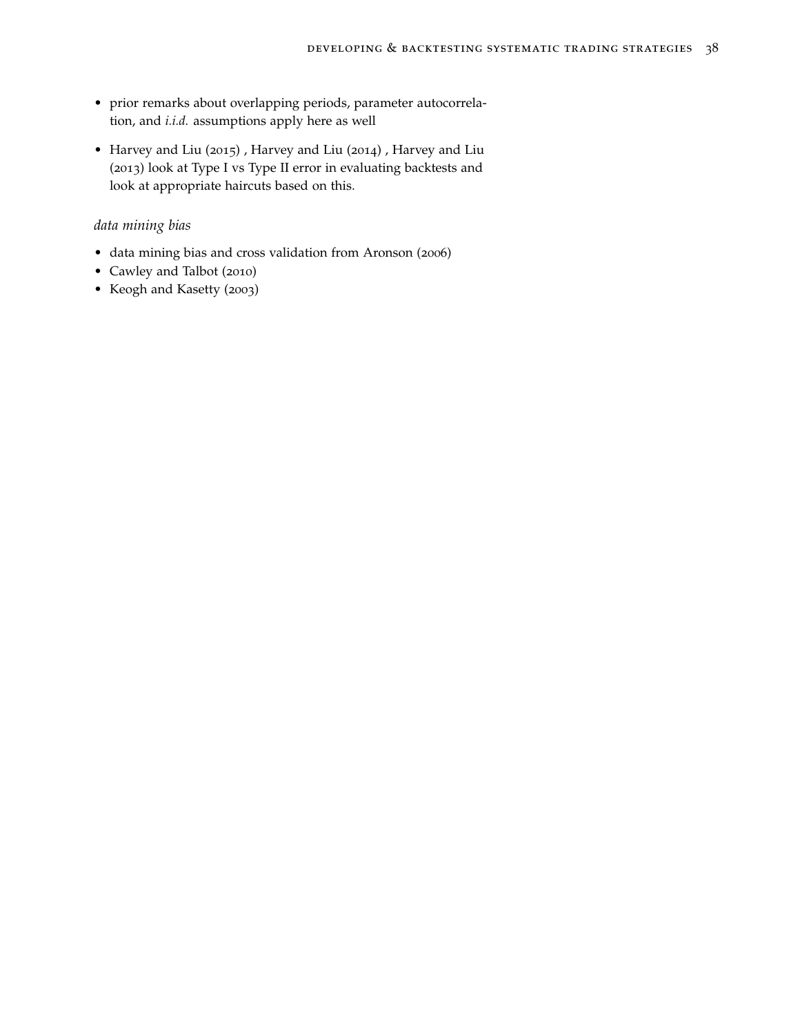- prior remarks about overlapping periods, parameter autocorrelation, and *i.i.d.* assumptions apply here as well
- Harvey and Liu (2015) , Harvey and Liu (2014) , Harvey and Liu (2013) look at Type I vs Type II error in evaluating backtests and look at appropriate haircuts based on this.

*data mining bias*

- data mining bias and cross validation from Aronson (2006)
- Cawley and Talbot (2010)
- Keogh and Kasetty (2003)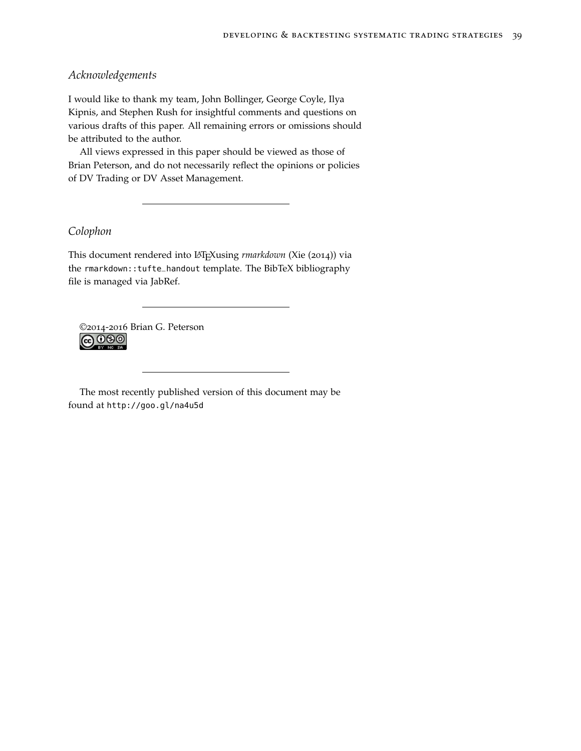## *Acknowledgements*

I would like to thank my team, John Bollinger, George Coyle, Ilya Kipnis, and Stephen Rush for insightful comments and questions on various drafts of this paper. All remaining errors or omissions should be attributed to the author.

All views expressed in this paper should be viewed as those of Brian Peterson, and do not necessarily reflect the opinions or policies of DV Trading or DV Asset Management.

---

## *Colophon*

This document rendered into LaTeXusing *rmarkdown* (Xie (2014)) via the `rmarkdown::tufte_handout` template. The BibTeX bibliography file is managed via JabRef.

---

©2014-2016 Brian G. Peterson

---

The most recently published version of this document may be found at `http://goo.gl/na4u5d`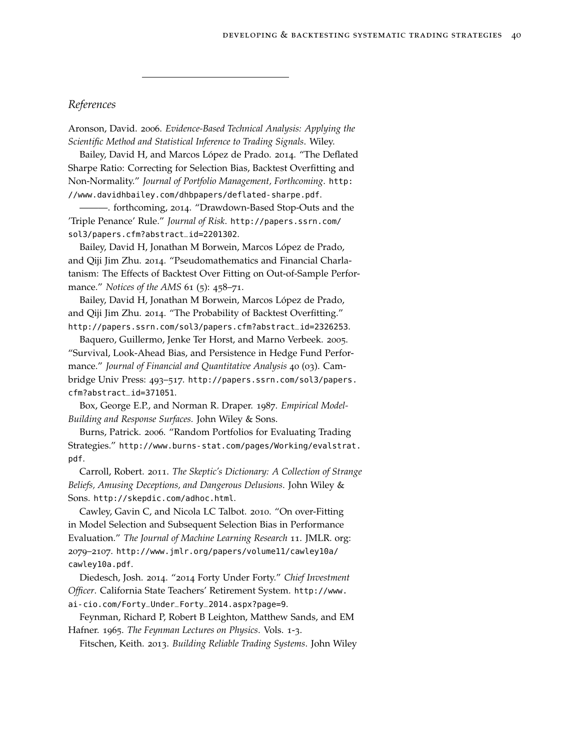## References

Aronson, David. 2006. *Evidence-Based Technical Analysis: Applying the Scientific Method and Statistical Inference to Trading Signals*. Wiley.

Bailey, David H, and Marcos López de Prado. 2014. "The Deflated Sharpe Ratio: Correcting for Selection Bias, Backtest Overfitting and Non-Normality." *Journal of Portfolio Management, Forthcoming*. http://www.davidhbailey.com/dhbpapers/deflated-sharpe.pdf.

———. forthcoming, 2014. "Drawdown-Based Stop-Outs and the 'Triple Penance' Rule." *Journal of Risk*. http://papers.ssrn.com/sol3/papers.cfm?abstract_id=2201302.

Bailey, David H, Jonathan M Borwein, Marcos López de Prado, and Qiji Jim Zhu. 2014. "Pseudomathematics and Financial Charlatanism: The Effects of Backtest Over Fitting on Out-of-Sample Performance." *Notices of the AMS* 61 (5): 458–71.

Bailey, David H, Jonathan M Borwein, Marcos López de Prado, and Qiji Jim Zhu. 2014. "The Probability of Backtest Overfitting." http://papers.ssrn.com/sol3/papers.cfm?abstract_id=2326253.

Baquero, Guillermo, Jenke Ter Horst, and Marno Verbeek. 2005. "Survival, Look-Ahead Bias, and Persistence in Hedge Fund Performance." *Journal of Financial and Quantitative Analysis* 40 (03). Cambridge Univ Press: 493–517. http://papers.ssrn.com/sol3/papers.cfm?abstract_id=371051.

Box, George E.P., and Norman R. Draper. 1987. *Empirical Model-Building and Response Surfaces.* John Wiley & Sons.

Burns, Patrick. 2006. "Random Portfolios for Evaluating Trading Strategies." http://www.burns-stat.com/pages/Working/evalstrat.pdf.

Carroll, Robert. 2011. *The Skeptic's Dictionary: A Collection of Strange Beliefs, Amusing Deceptions, and Dangerous Delusions*. John Wiley & Sons. http://skepdic.com/adhoc.html.

Cawley, Gavin C, and Nicola LC Talbot. 2010. "On over-Fitting in Model Selection and Subsequent Selection Bias in Performance Evaluation." *The Journal of Machine Learning Research* 11. JMLR. org: 2079–2107. http://www.jmlr.org/papers/volume11/cawley10a/cawley10a.pdf.

Diedesch, Josh. 2014. "2014 Forty Under Forty." *Chief Investment Officer*. California State Teachers' Retirement System. http://www.ai-cio.com/Forty_Under_Forty_2014.aspx?page=9.

Feynman, Richard P, Robert B Leighton, Matthew Sands, and EM Hafner. 1965. *The Feynman Lectures on Physics*. Vols. 1-3.

Fitschen, Keith. 2013. *Building Reliable Trading Systems*. John Wiley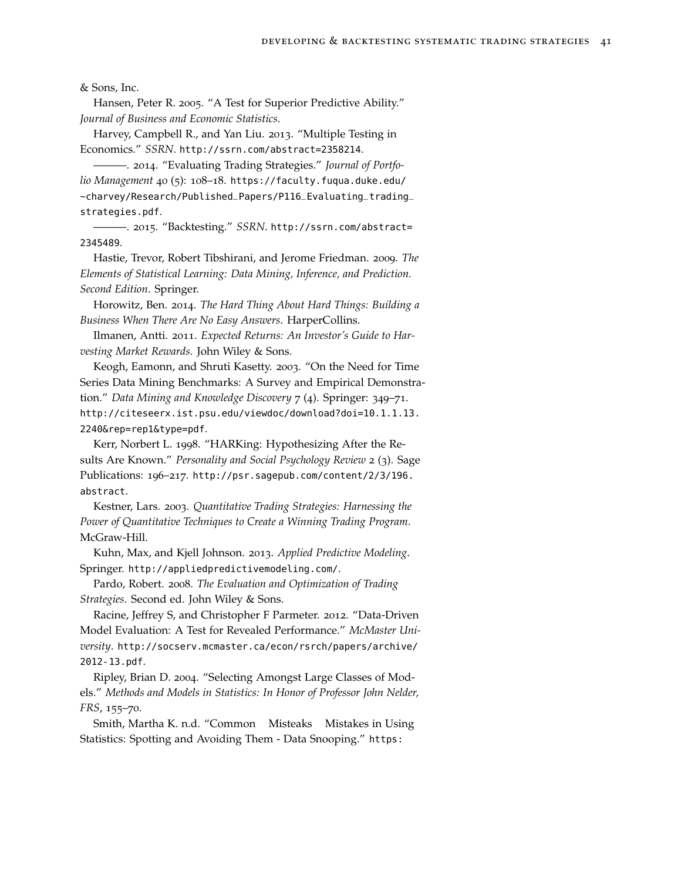& Sons, Inc.

Hansen, Peter R. 2005. "A Test for Superior Predictive Ability." *Journal of Business and Economic Statistics*.

Harvey, Campbell R., and Yan Liu. 2013. "Multiple Testing in Economics." *SSRN*. http://ssrn.com/abstract=2358214.

———. 2014. "Evaluating Trading Strategies." *Journal of Portfolio Management* 40 (5): 108–18. https://faculty.fuqua.duke.edu/~charvey/Research/Published_Papers/P116_Evaluating_trading_strategies.pdf.

———. 2015. "Backtesting." *SSRN*. http://ssrn.com/abstract=2345489.

Hastie, Trevor, Robert Tibshirani, and Jerome Friedman. 2009. *The Elements of Statistical Learning: Data Mining, Inference, and Prediction. Second Edition*. Springer.

Horowitz, Ben. 2014. *The Hard Thing About Hard Things: Building a Business When There Are No Easy Answers*. HarperCollins.

Ilmanen, Antti. 2011. *Expected Returns: An Investor's Guide to Harvesting Market Rewards*. John Wiley & Sons.

Keogh, Eamonn, and Shruti Kasetty. 2003. "On the Need for Time Series Data Mining Benchmarks: A Survey and Empirical Demonstration." *Data Mining and Knowledge Discovery* 7 (4). Springer: 349–71. http://citeseerx.ist.psu.edu/viewdoc/download?doi=10.1.1.13.2240&rep=rep1&type=pdf.

Kerr, Norbert L. 1998. "HARKing: Hypothesizing After the Results Are Known." *Personality and Social Psychology Review* 2 (3). Sage Publications: 196–217. http://psr.sagepub.com/content/2/3/196.abstract.

Kestner, Lars. 2003. *Quantitative Trading Strategies: Harnessing the Power of Quantitative Techniques to Create a Winning Trading Program*. McGraw-Hill.

Kuhn, Max, and Kjell Johnson. 2013. *Applied Predictive Modeling*. Springer. http://appliedpredictivemodeling.com/.

Pardo, Robert. 2008. *The Evaluation and Optimization of Trading Strategies*. Second ed. John Wiley & Sons.

Racine, Jeffrey S, and Christopher F Parmeter. 2012. "Data-Driven Model Evaluation: A Test for Revealed Performance." *McMaster University*. http://socserv.mcmaster.ca/econ/rsrch/papers/archive/2012-13.pdf.

Ripley, Brian D. 2004. "Selecting Amongst Large Classes of Models." *Methods and Models in Statistics: In Honor of Professor John Nelder, FRS*, 155–70.

Smith, Martha K. n.d. "Common Misteaks Mistakes in Using Statistics: Spotting and Avoiding Them - Data Snooping." https: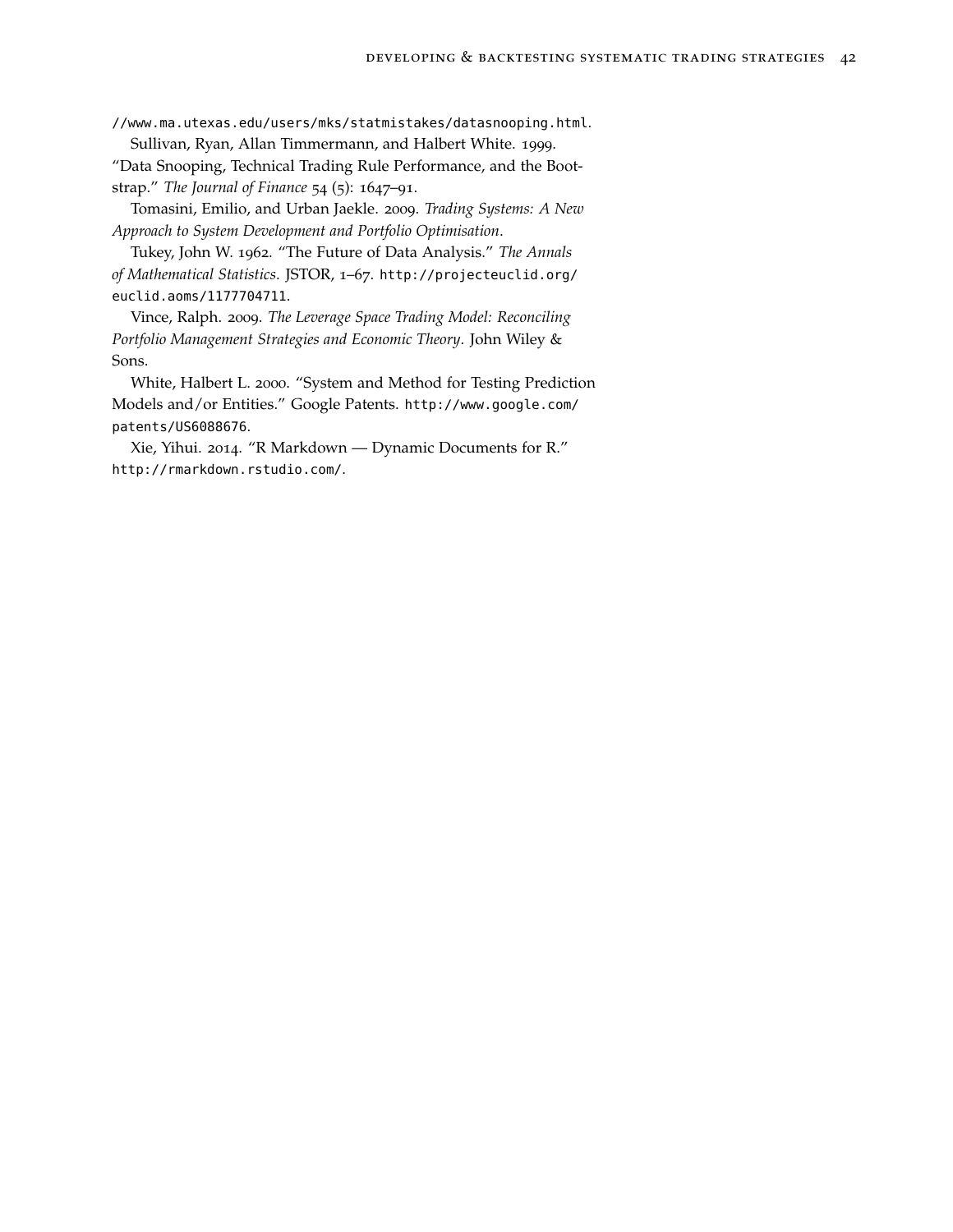//www.ma.utexas.edu/users/mks/statmistakes/datasnooping.html.

Sullivan, Ryan, Allan Timmermann, and Halbert White. 1999. "Data Snooping, Technical Trading Rule Performance, and the Bootstrap." *The Journal of Finance* 54 (5): 1647–91.

Tomasini, Emilio, and Urban Jaekle. 2009. *Trading Systems: A New Approach to System Development and Portfolio Optimisation*.

Tukey, John W. 1962. "The Future of Data Analysis." *The Annals of Mathematical Statistics*. JSTOR, 1–67. http://projecteuclid.org/euclid.aoms/1177704711.

Vince, Ralph. 2009. *The Leverage Space Trading Model: Reconciling Portfolio Management Strategies and Economic Theory*. John Wiley & Sons.

White, Halbert L. 2000. "System and Method for Testing Prediction Models and/or Entities." Google Patents. http://www.google.com/patents/US6088676.

Xie, Yihui. 2014. "R Markdown — Dynamic Documents for R." http://rmarkdown.rstudio.com/.